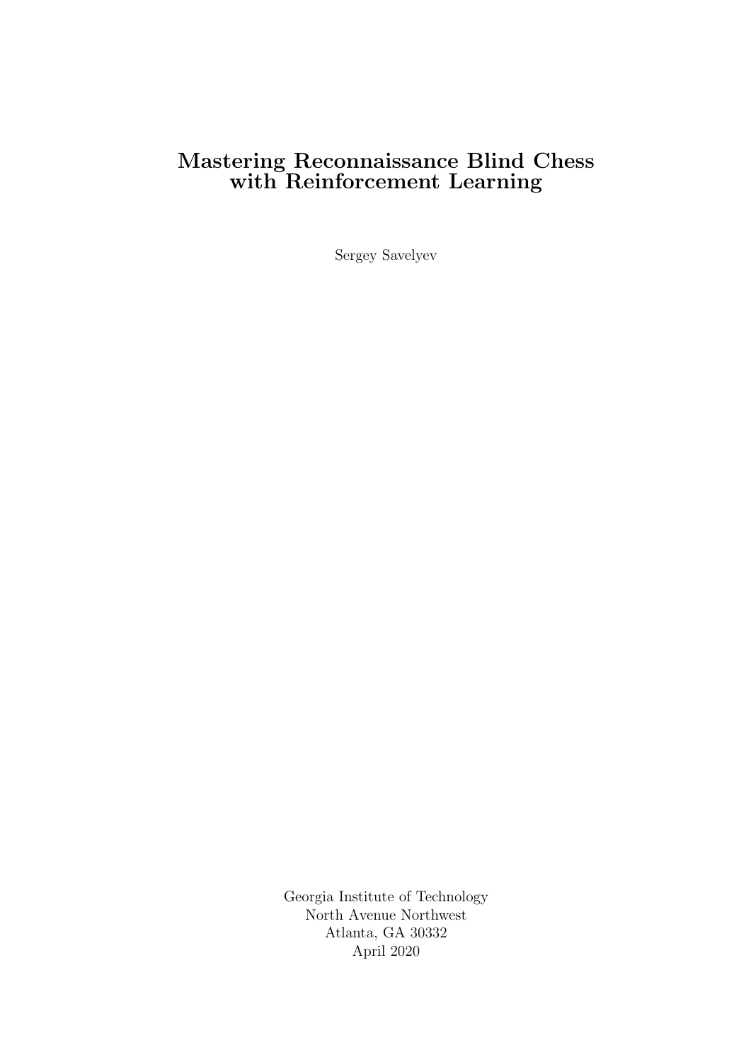# Mastering Reconnaissance Blind Chess with Reinforcement Learning

Sergey Savelyev

Georgia Institute of Technology
North Avenue Northwest
Atlanta, GA 30332
April 2020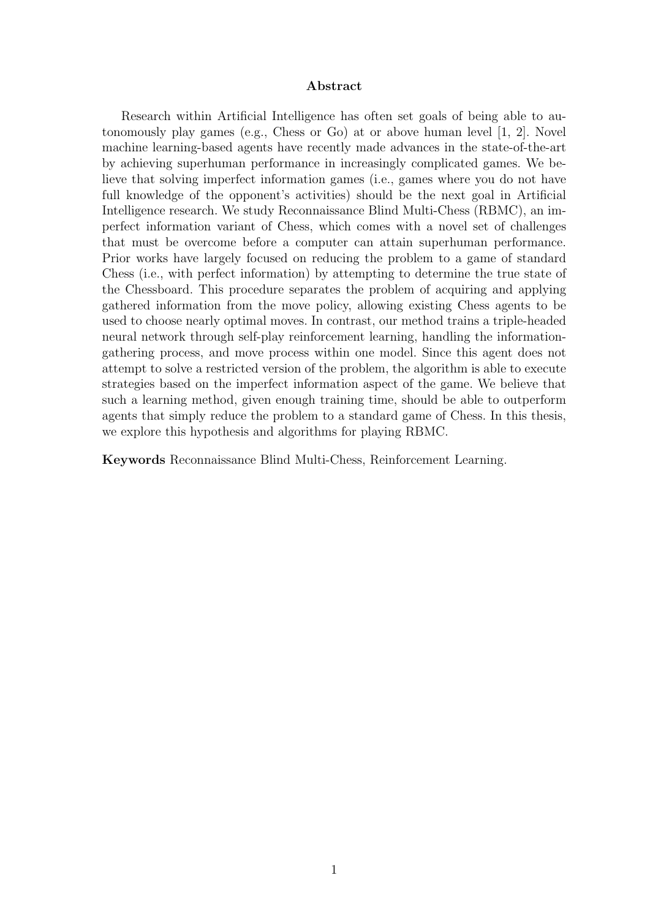## Abstract

Research within Artificial Intelligence has often set goals of being able to autonomously play games (e.g., Chess or Go) at or above human level [1, 2]. Novel machine learning-based agents have recently made advances in the state-of-the-art by achieving superhuman performance in increasingly complicated games. We believe that solving imperfect information games (i.e., games where you do not have full knowledge of the opponent's activities) should be the next goal in Artificial Intelligence research. We study Reconnaissance Blind Multi-Chess (RBMC), an imperfect information variant of Chess, which comes with a novel set of challenges that must be overcome before a computer can attain superhuman performance. Prior works have largely focused on reducing the problem to a game of standard Chess (i.e., with perfect information) by attempting to determine the true state of the Chessboard. This procedure separates the problem of acquiring and applying gathered information from the move policy, allowing existing Chess agents to be used to choose nearly optimal moves. In contrast, our method trains a triple-headed neural network through self-play reinforcement learning, handling the information-gathering process, and move process within one model. Since this agent does not attempt to solve a restricted version of the problem, the algorithm is able to execute strategies based on the imperfect information aspect of the game. We believe that such a learning method, given enough training time, should be able to outperform agents that simply reduce the problem to a standard game of Chess. In this thesis, we explore this hypothesis and algorithms for playing RBMC.

**Keywords** Reconnaissance Blind Multi-Chess, Reinforcement Learning.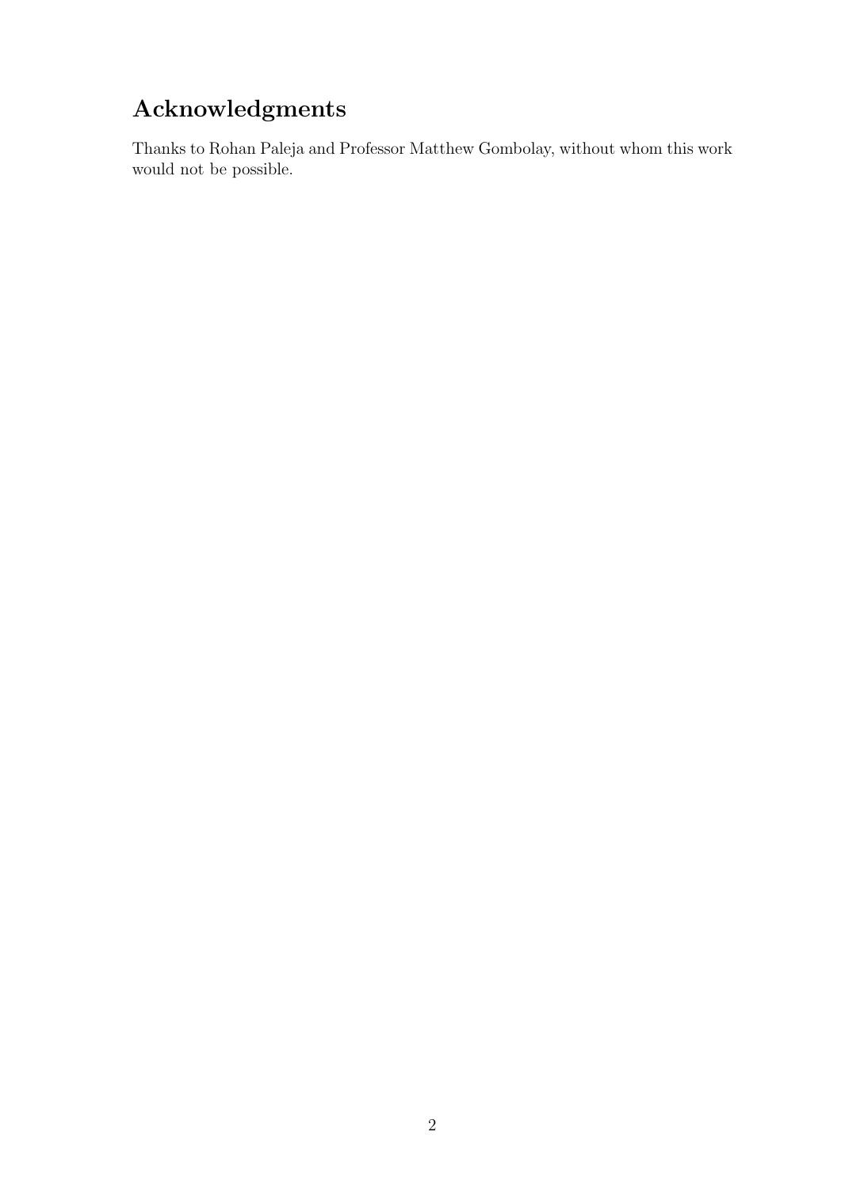## Acknowledgments

Thanks to Rohan Paleja and Professor Matthew Gombolay, without whom this work would not be possible.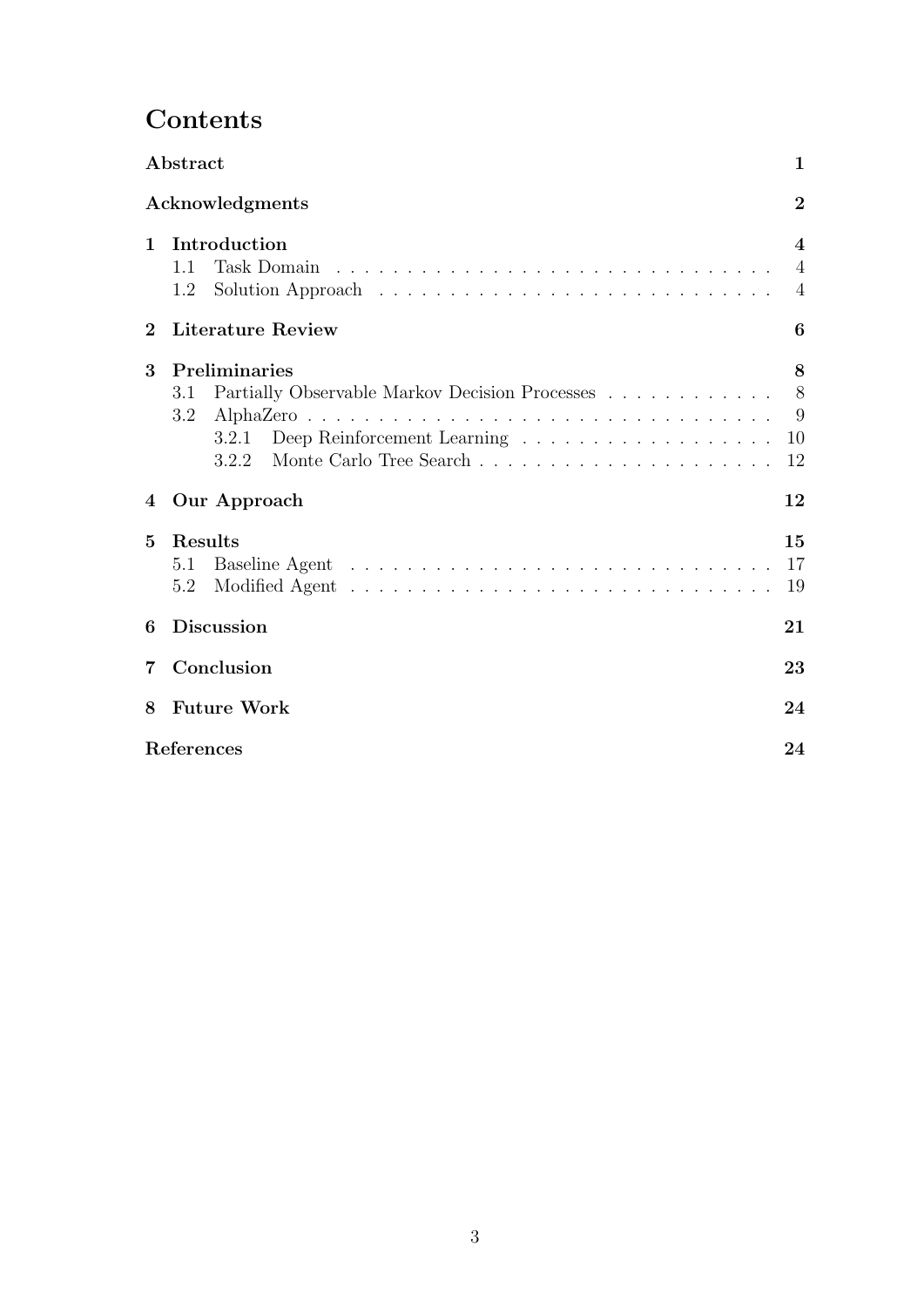# Contents

**Abstract** **1**

**Acknowledgments** **2**

**1 Introduction** **4**
- 1.1 Task Domain . . . 4
- 1.2 Solution Approach . . . 4

**2 Literature Review** **6**

**3 Preliminaries** **8**
- 3.1 Partially Observable Markov Decision Processes . . . 8
- 3.2 AlphaZero . . . 9
  - 3.2.1 Deep Reinforcement Learning . . . 10
  - 3.2.2 Monte Carlo Tree Search . . . 12

**4 Our Approach** **12**

**5 Results** **15**
- 5.1 Baseline Agent . . . 17
- 5.2 Modified Agent . . . 19

**6 Discussion** **21**

**7 Conclusion** **23**

**8 Future Work** **24**

**References** **24**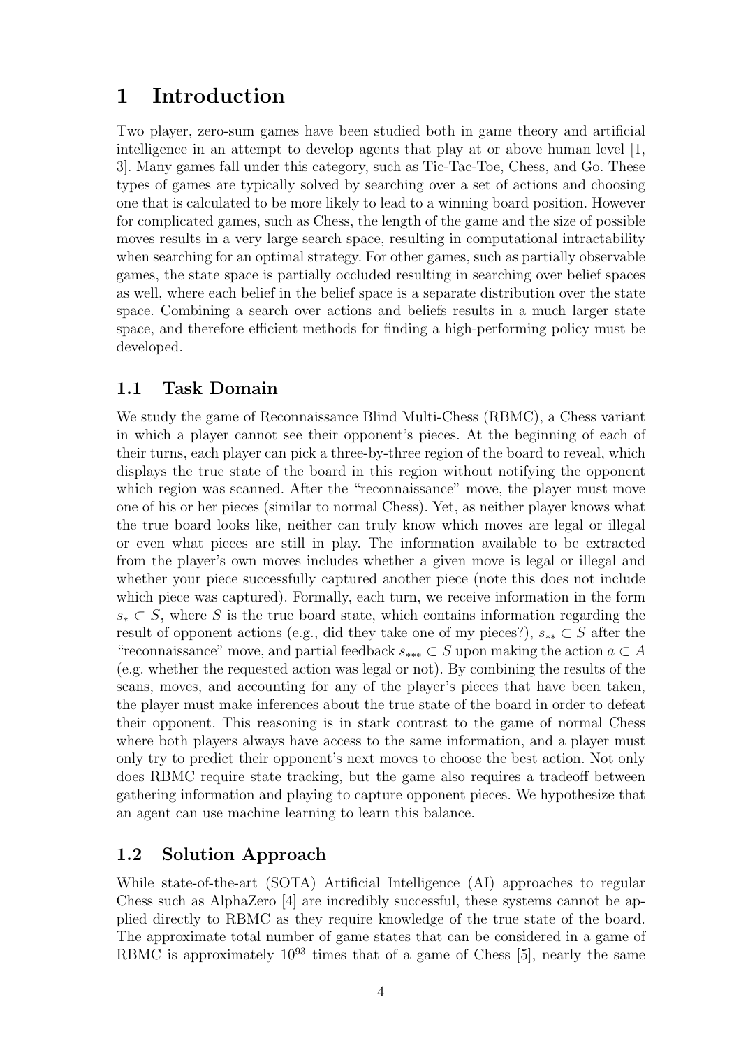# 1 Introduction

Two player, zero-sum games have been studied both in game theory and artificial intelligence in an attempt to develop agents that play at or above human level [1, 3]. Many games fall under this category, such as Tic-Tac-Toe, Chess, and Go. These types of games are typically solved by searching over a set of actions and choosing one that is calculated to be more likely to lead to a winning board position. However for complicated games, such as Chess, the length of the game and the size of possible moves results in a very large search space, resulting in computational intractability when searching for an optimal strategy. For other games, such as partially observable games, the state space is partially occluded resulting in searching over belief spaces as well, where each belief in the belief space is a separate distribution over the state space. Combining a search over actions and beliefs results in a much larger state space, and therefore efficient methods for finding a high-performing policy must be developed.

## 1.1 Task Domain

We study the game of Reconnaissance Blind Multi-Chess (RBMC), a Chess variant in which a player cannot see their opponent's pieces. At the beginning of each of their turns, each player can pick a three-by-three region of the board to reveal, which displays the true state of the board in this region without notifying the opponent which region was scanned. After the "reconnaissance" move, the player must move one of his or her pieces (similar to normal Chess). Yet, as neither player knows what the true board looks like, neither can truly know which moves are legal or illegal or even what pieces are still in play. The information available to be extracted from the player's own moves includes whether a given move is legal or illegal and whether your piece successfully captured another piece (note this does not include which piece was captured). Formally, each turn, we receive information in the form $s_* \subset S$, where $S$ is the true board state, which contains information regarding the result of opponent actions (e.g., did they take one of my pieces?), $s_{**} \subset S$ after the "reconnaissance" move, and partial feedback $s_{***} \subset S$ upon making the action $a \subset A$ (e.g. whether the requested action was legal or not). By combining the results of the scans, moves, and accounting for any of the player's pieces that have been taken, the player must make inferences about the true state of the board in order to defeat their opponent. This reasoning is in stark contrast to the game of normal Chess where both players always have access to the same information, and a player must only try to predict their opponent's next moves to choose the best action. Not only does RBMC require state tracking, but the game also requires a tradeoff between gathering information and playing to capture opponent pieces. We hypothesize that an agent can use machine learning to learn this balance.

## 1.2 Solution Approach

While state-of-the-art (SOTA) Artificial Intelligence (AI) approaches to regular Chess such as AlphaZero [4] are incredibly successful, these systems cannot be applied directly to RBMC as they require knowledge of the true state of the board. The approximate total number of game states that can be considered in a game of RBMC is approximately $10^{93}$ times that of a game of Chess [5], nearly the same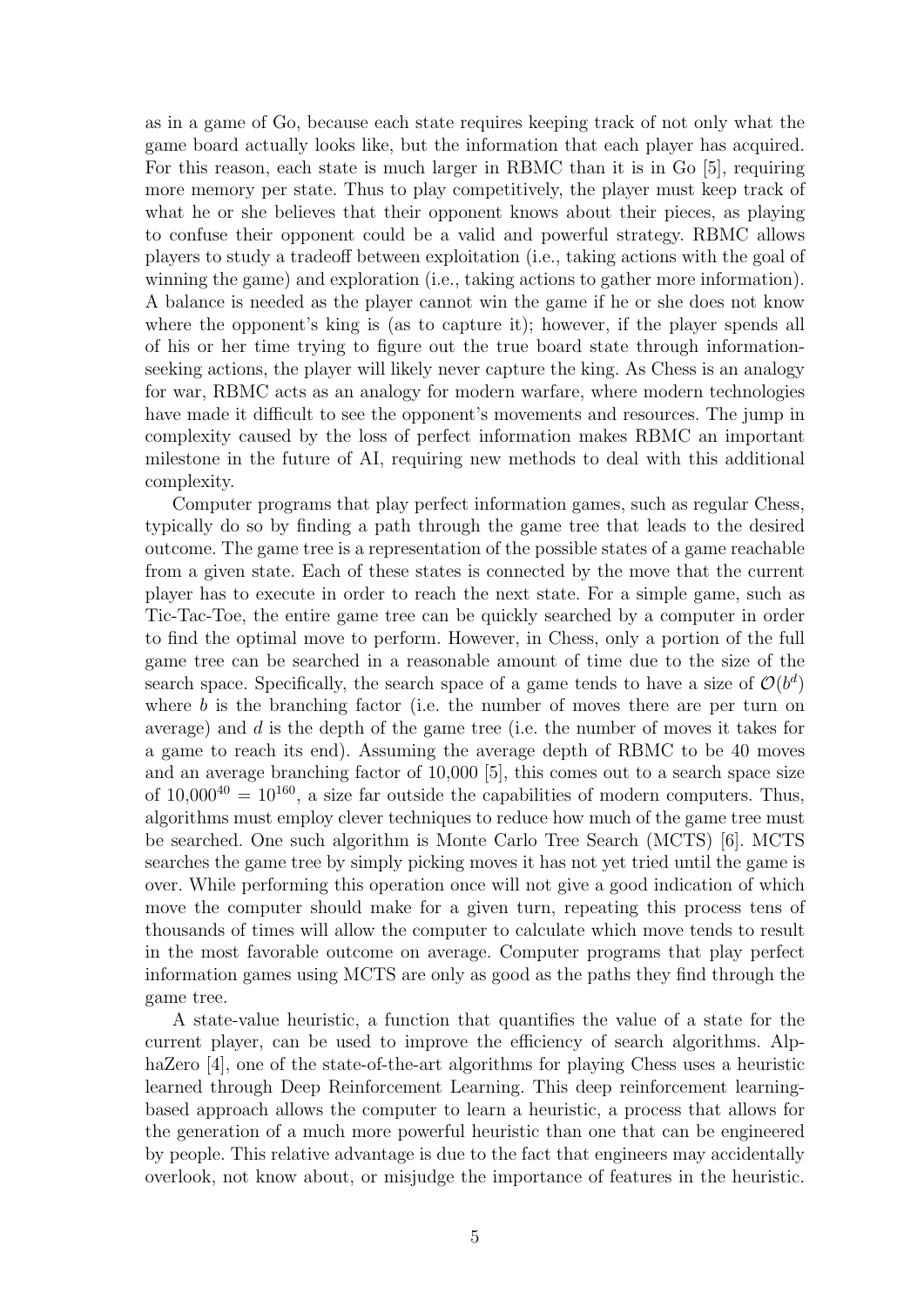as in a game of Go, because each state requires keeping track of not only what the game board actually looks like, but the information that each player has acquired. For this reason, each state is much larger in RBMC than it is in Go [5], requiring more memory per state. Thus to play competitively, the player must keep track of what he or she believes that their opponent knows about their pieces, as playing to confuse their opponent could be a valid and powerful strategy. RBMC allows players to study a tradeoff between exploitation (i.e., taking actions with the goal of winning the game) and exploration (i.e., taking actions to gather more information). A balance is needed as the player cannot win the game if he or she does not know where the opponent's king is (as to capture it); however, if the player spends all of his or her time trying to figure out the true board state through information-seeking actions, the player will likely never capture the king. As Chess is an analogy for war, RBMC acts as an analogy for modern warfare, where modern technologies have made it difficult to see the opponent's movements and resources. The jump in complexity caused by the loss of perfect information makes RBMC an important milestone in the future of AI, requiring new methods to deal with this additional complexity.

Computer programs that play perfect information games, such as regular Chess, typically do so by finding a path through the game tree that leads to the desired outcome. The game tree is a representation of the possible states of a game reachable from a given state. Each of these states is connected by the move that the current player has to execute in order to reach the next state. For a simple game, such as Tic-Tac-Toe, the entire game tree can be quickly searched by a computer in order to find the optimal move to perform. However, in Chess, only a portion of the full game tree can be searched in a reasonable amount of time due to the size of the search space. Specifically, the search space of a game tends to have a size of $\mathcal{O}(b^d)$ where $b$ is the branching factor (i.e. the number of moves there are per turn on average) and $d$ is the depth of the game tree (i.e. the number of moves it takes for a game to reach its end). Assuming the average depth of RBMC to be 40 moves and an average branching factor of 10,000 [5], this comes out to a search space size of $10{,}000^{40} = 10^{160}$, a size far outside the capabilities of modern computers. Thus, algorithms must employ clever techniques to reduce how much of the game tree must be searched. One such algorithm is Monte Carlo Tree Search (MCTS) [6]. MCTS searches the game tree by simply picking moves it has not yet tried until the game is over. While performing this operation once will not give a good indication of which move the computer should make for a given turn, repeating this process tens of thousands of times will allow the computer to calculate which move tends to result in the most favorable outcome on average. Computer programs that play perfect information games using MCTS are only as good as the paths they find through the game tree.

A state-value heuristic, a function that quantifies the value of a state for the current player, can be used to improve the efficiency of search algorithms. AlphaZero [4], one of the state-of-the-art algorithms for playing Chess uses a heuristic learned through Deep Reinforcement Learning. This deep reinforcement learning-based approach allows the computer to learn a heuristic, a process that allows for the generation of a much more powerful heuristic than one that can be engineered by people. This relative advantage is due to the fact that engineers may accidentally overlook, not know about, or misjudge the importance of features in the heuristic.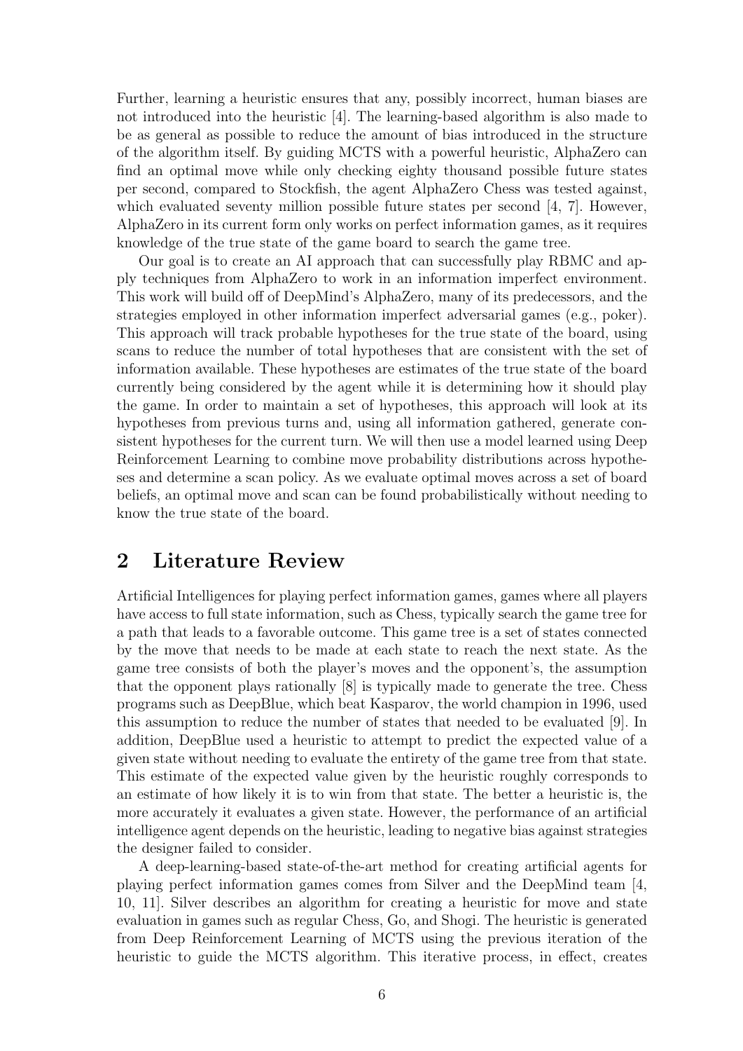Further, learning a heuristic ensures that any, possibly incorrect, human biases are not introduced into the heuristic [4]. The learning-based algorithm is also made to be as general as possible to reduce the amount of bias introduced in the structure of the algorithm itself. By guiding MCTS with a powerful heuristic, AlphaZero can find an optimal move while only checking eighty thousand possible future states per second, compared to Stockfish, the agent AlphaZero Chess was tested against, which evaluated seventy million possible future states per second [4, 7]. However, AlphaZero in its current form only works on perfect information games, as it requires knowledge of the true state of the game board to search the game tree.

Our goal is to create an AI approach that can successfully play RBMC and apply techniques from AlphaZero to work in an information imperfect environment. This work will build off of DeepMind's AlphaZero, many of its predecessors, and the strategies employed in other information imperfect adversarial games (e.g., poker). This approach will track probable hypotheses for the true state of the board, using scans to reduce the number of total hypotheses that are consistent with the set of information available. These hypotheses are estimates of the true state of the board currently being considered by the agent while it is determining how it should play the game. In order to maintain a set of hypotheses, this approach will look at its hypotheses from previous turns and, using all information gathered, generate consistent hypotheses for the current turn. We will then use a model learned using Deep Reinforcement Learning to combine move probability distributions across hypotheses and determine a scan policy. As we evaluate optimal moves across a set of board beliefs, an optimal move and scan can be found probabilistically without needing to know the true state of the board.

# 2 Literature Review

Artificial Intelligences for playing perfect information games, games where all players have access to full state information, such as Chess, typically search the game tree for a path that leads to a favorable outcome. This game tree is a set of states connected by the move that needs to be made at each state to reach the next state. As the game tree consists of both the player's moves and the opponent's, the assumption that the opponent plays rationally [8] is typically made to generate the tree. Chess programs such as DeepBlue, which beat Kasparov, the world champion in 1996, used this assumption to reduce the number of states that needed to be evaluated [9]. In addition, DeepBlue used a heuristic to attempt to predict the expected value of a given state without needing to evaluate the entirety of the game tree from that state. This estimate of the expected value given by the heuristic roughly corresponds to an estimate of how likely it is to win from that state. The better a heuristic is, the more accurately it evaluates a given state. However, the performance of an artificial intelligence agent depends on the heuristic, leading to negative bias against strategies the designer failed to consider.

A deep-learning-based state-of-the-art method for creating artificial agents for playing perfect information games comes from Silver and the DeepMind team [4, 10, 11]. Silver describes an algorithm for creating a heuristic for move and state evaluation in games such as regular Chess, Go, and Shogi. The heuristic is generated from Deep Reinforcement Learning of MCTS using the previous iteration of the heuristic to guide the MCTS algorithm. This iterative process, in effect, creates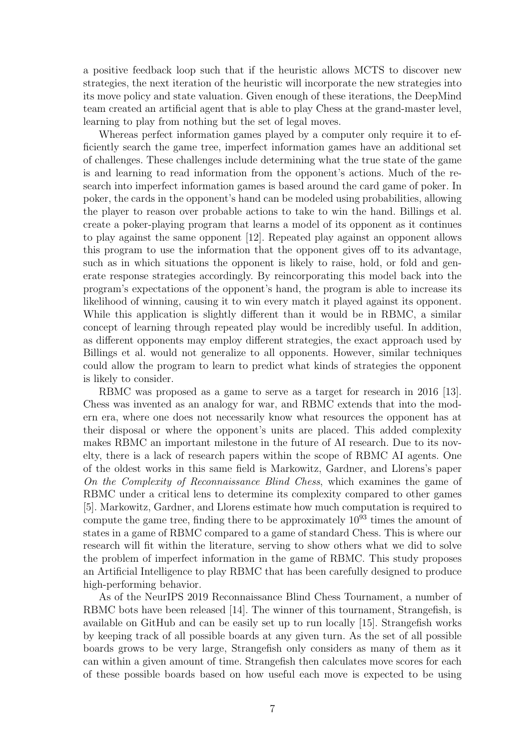a positive feedback loop such that if the heuristic allows MCTS to discover new strategies, the next iteration of the heuristic will incorporate the new strategies into its move policy and state valuation. Given enough of these iterations, the DeepMind team created an artificial agent that is able to play Chess at the grand-master level, learning to play from nothing but the set of legal moves.

Whereas perfect information games played by a computer only require it to efficiently search the game tree, imperfect information games have an additional set of challenges. These challenges include determining what the true state of the game is and learning to read information from the opponent's actions. Much of the research into imperfect information games is based around the card game of poker. In poker, the cards in the opponent's hand can be modeled using probabilities, allowing the player to reason over probable actions to take to win the hand. Billings et al. create a poker-playing program that learns a model of its opponent as it continues to play against the same opponent [12]. Repeated play against an opponent allows this program to use the information that the opponent gives off to its advantage, such as in which situations the opponent is likely to raise, hold, or fold and generate response strategies accordingly. By reincorporating this model back into the program's expectations of the opponent's hand, the program is able to increase its likelihood of winning, causing it to win every match it played against its opponent. While this application is slightly different than it would be in RBMC, a similar concept of learning through repeated play would be incredibly useful. In addition, as different opponents may employ different strategies, the exact approach used by Billings et al. would not generalize to all opponents. However, similar techniques could allow the program to learn to predict what kinds of strategies the opponent is likely to consider.

RBMC was proposed as a game to serve as a target for research in 2016 [13]. Chess was invented as an analogy for war, and RBMC extends that into the modern era, where one does not necessarily know what resources the opponent has at their disposal or where the opponent's units are placed. This added complexity makes RBMC an important milestone in the future of AI research. Due to its novelty, there is a lack of research papers within the scope of RBMC AI agents. One of the oldest works in this same field is Markowitz, Gardner, and Llorens's paper *On the Complexity of Reconnaissance Blind Chess*, which examines the game of RBMC under a critical lens to determine its complexity compared to other games [5]. Markowitz, Gardner, and Llorens estimate how much computation is required to compute the game tree, finding there to be approximately $10^{93}$ times the amount of states in a game of RBMC compared to a game of standard Chess. This is where our research will fit within the literature, serving to show others what we did to solve the problem of imperfect information in the game of RBMC. This study proposes an Artificial Intelligence to play RBMC that has been carefully designed to produce high-performing behavior.

As of the NeurIPS 2019 Reconnaissance Blind Chess Tournament, a number of RBMC bots have been released [14]. The winner of this tournament, Strangefish, is available on GitHub and can be easily set up to run locally [15]. Strangefish works by keeping track of all possible boards at any given turn. As the set of all possible boards grows to be very large, Strangefish only considers as many of them as it can within a given amount of time. Strangefish then calculates move scores for each of these possible boards based on how useful each move is expected to be using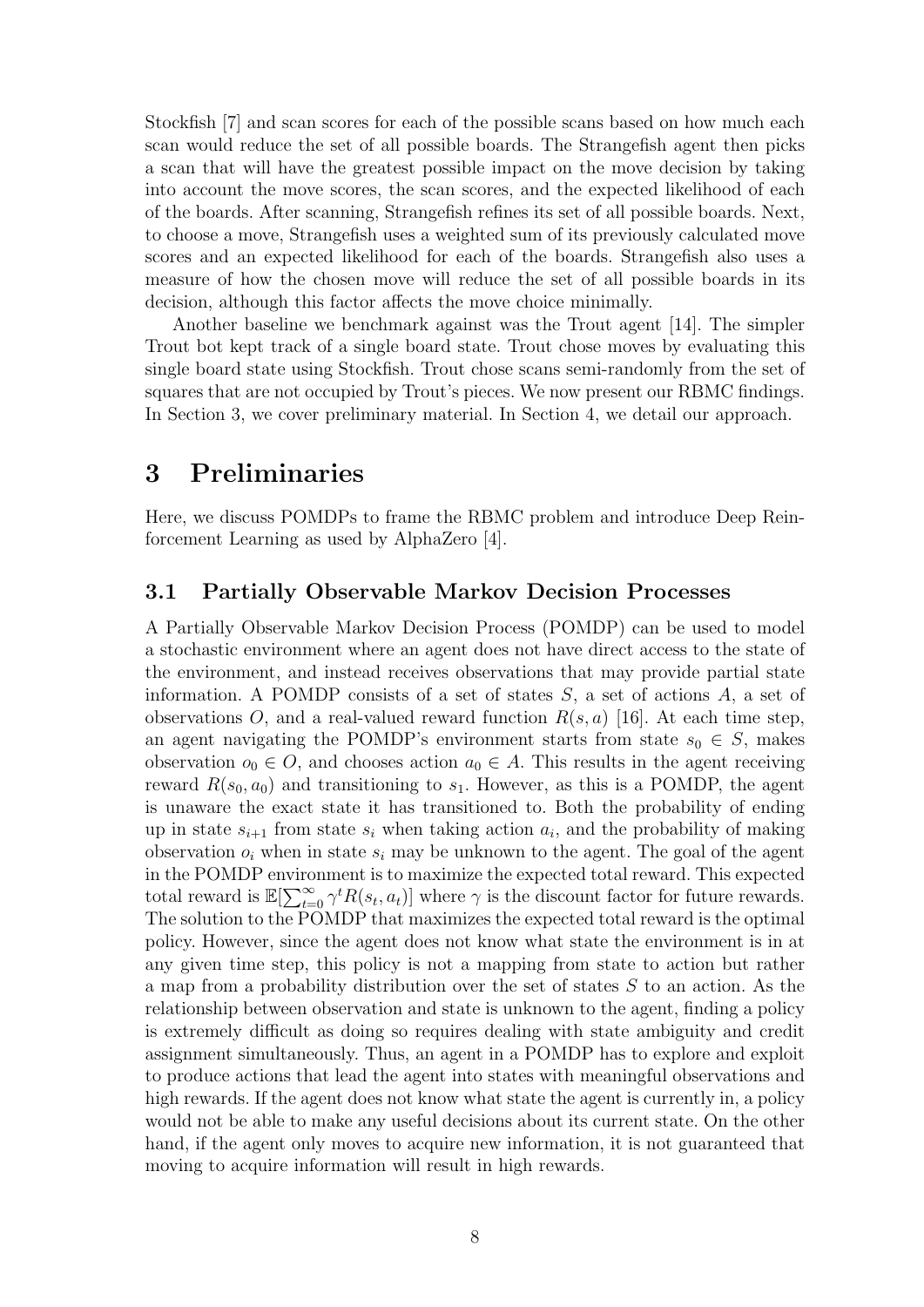Stockfish [7] and scan scores for each of the possible scans based on how much each scan would reduce the set of all possible boards. The Strangefish agent then picks a scan that will have the greatest possible impact on the move decision by taking into account the move scores, the scan scores, and the expected likelihood of each of the boards. After scanning, Strangefish refines its set of all possible boards. Next, to choose a move, Strangefish uses a weighted sum of its previously calculated move scores and an expected likelihood for each of the boards. Strangefish also uses a measure of how the chosen move will reduce the set of all possible boards in its decision, although this factor affects the move choice minimally.

Another baseline we benchmark against was the Trout agent [14]. The simpler Trout bot kept track of a single board state. Trout chose moves by evaluating this single board state using Stockfish. Trout chose scans semi-randomly from the set of squares that are not occupied by Trout's pieces. We now present our RBMC findings. In Section 3, we cover preliminary material. In Section 4, we detail our approach.

# 3 Preliminaries

Here, we discuss POMDPs to frame the RBMC problem and introduce Deep Reinforcement Learning as used by AlphaZero [4].

## 3.1 Partially Observable Markov Decision Processes

A Partially Observable Markov Decision Process (POMDP) can be used to model a stochastic environment where an agent does not have direct access to the state of the environment, and instead receives observations that may provide partial state information. A POMDP consists of a set of states $S$, a set of actions $A$, a set of observations $O$, and a real-valued reward function $R(s, a)$ [16]. At each time step, an agent navigating the POMDP's environment starts from state $s_0 \in S$, makes observation $o_0 \in O$, and chooses action $a_0 \in A$. This results in the agent receiving reward $R(s_0, a_0)$ and transitioning to $s_1$. However, as this is a POMDP, the agent is unaware the exact state it has transitioned to. Both the probability of ending up in state $s_{i+1}$ from state $s_i$ when taking action $a_i$, and the probability of making observation $o_i$ when in state $s_i$ may be unknown to the agent. The goal of the agent in the POMDP environment is to maximize the expected total reward. This expected total reward is $\mathbb{E}[\sum_{t=0}^{\infty} \gamma^t R(s_t, a_t)]$ where $\gamma$ is the discount factor for future rewards. The solution to the POMDP that maximizes the expected total reward is the optimal policy. However, since the agent does not know what state the environment is in at any given time step, this policy is not a mapping from state to action but rather a map from a probability distribution over the set of states $S$ to an action. As the relationship between observation and state is unknown to the agent, finding a policy is extremely difficult as doing so requires dealing with state ambiguity and credit assignment simultaneously. Thus, an agent in a POMDP has to explore and exploit to produce actions that lead the agent into states with meaningful observations and high rewards. If the agent does not know what state the agent is currently in, a policy would not be able to make any useful decisions about its current state. On the other hand, if the agent only moves to acquire new information, it is not guaranteed that moving to acquire information will result in high rewards.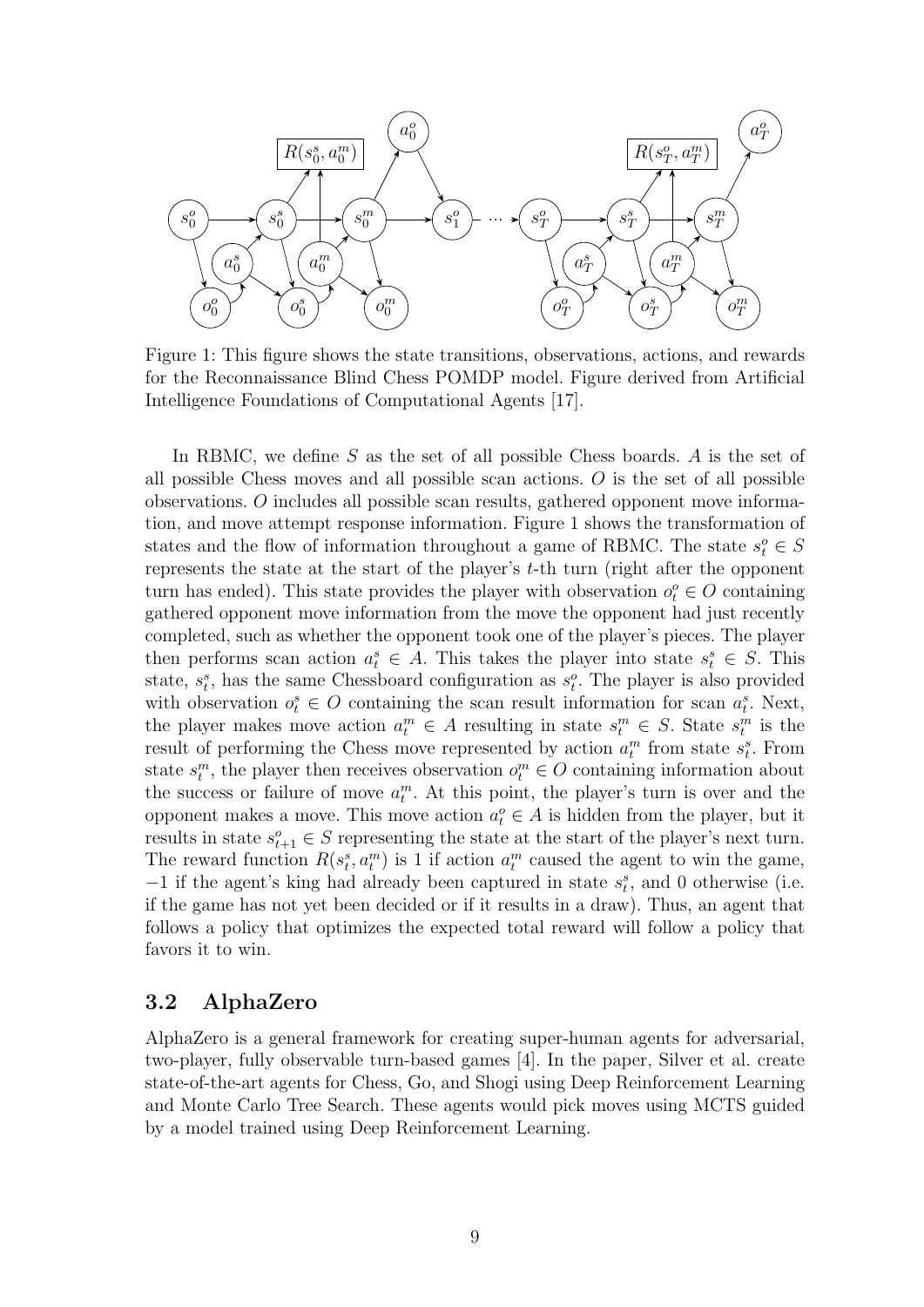Figure 1: This figure shows the state transitions, observations, actions, and rewards for the Reconnaissance Blind Chess POMDP model. Figure derived from Artificial Intelligence Foundations of Computational Agents [17].

In RBMC, we define $S$ as the set of all possible Chess boards. $A$ is the set of all possible Chess moves and all possible scan actions. $O$ is the set of all possible observations. $O$ includes all possible scan results, gathered opponent move information, and move attempt response information. Figure 1 shows the transformation of states and the flow of information throughout a game of RBMC. The state $s_t^o \in S$ represents the state at the start of the player's $t$-th turn (right after the opponent turn has ended). This state provides the player with observation $o_t^o \in O$ containing gathered opponent move information from the move the opponent had just recently completed, such as whether the opponent took one of the player's pieces. The player then performs scan action $a_t^s \in A$. This takes the player into state $s_t^s \in S$. This state, $s_t^s$, has the same Chessboard configuration as $s_t^o$. The player is also provided with observation $o_t^s \in O$ containing the scan result information for scan $a_t^s$. Next, the player makes move action $a_t^m \in A$ resulting in state $s_t^m \in S$. State $s_t^m$ is the result of performing the Chess move represented by action $a_t^m$ from state $s_t^s$. From state $s_t^m$, the player then receives observation $o_t^m \in O$ containing information about the success or failure of move $a_t^m$. At this point, the player's turn is over and the opponent makes a move. This move action $a_t^o \in A$ is hidden from the player, but it results in state $s_{t+1}^o \in S$ representing the state at the start of the player's next turn. The reward function $R(s_t^s, a_t^m)$ is 1 if action $a_t^m$ caused the agent to win the game, $-1$ if the agent's king had already been captured in state $s_t^s$, and 0 otherwise (i.e. if the game has not yet been decided or if it results in a draw). Thus, an agent that follows a policy that optimizes the expected total reward will follow a policy that favors it to win.

### 3.2 AlphaZero

AlphaZero is a general framework for creating super-human agents for adversarial, two-player, fully observable turn-based games [4]. In the paper, Silver et al. create state-of-the-art agents for Chess, Go, and Shogi using Deep Reinforcement Learning and Monte Carlo Tree Search. These agents would pick moves using MCTS guided by a model trained using Deep Reinforcement Learning.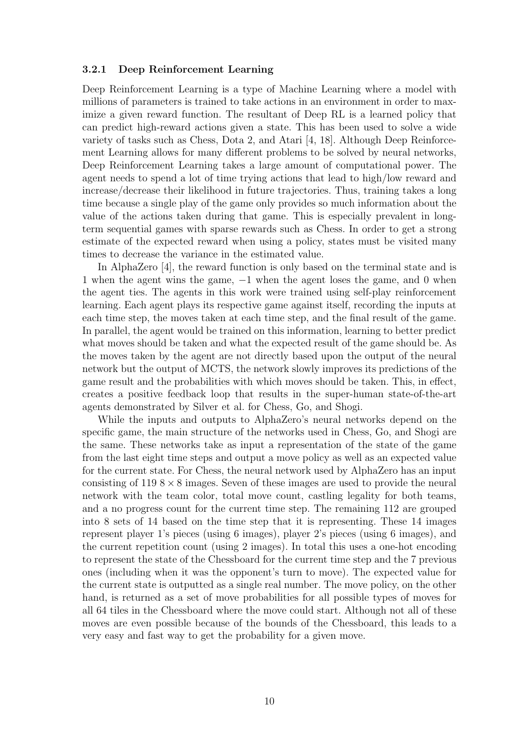### 3.2.1 Deep Reinforcement Learning

Deep Reinforcement Learning is a type of Machine Learning where a model with millions of parameters is trained to take actions in an environment in order to maximize a given reward function. The resultant of Deep RL is a learned policy that can predict high-reward actions given a state. This has been used to solve a wide variety of tasks such as Chess, Dota 2, and Atari [4, 18]. Although Deep Reinforcement Learning allows for many different problems to be solved by neural networks, Deep Reinforcement Learning takes a large amount of computational power. The agent needs to spend a lot of time trying actions that lead to high/low reward and increase/decrease their likelihood in future trajectories. Thus, training takes a long time because a single play of the game only provides so much information about the value of the actions taken during that game. This is especially prevalent in long-term sequential games with sparse rewards such as Chess. In order to get a strong estimate of the expected reward when using a policy, states must be visited many times to decrease the variance in the estimated value.

In AlphaZero [4], the reward function is only based on the terminal state and is 1 when the agent wins the game, $-1$ when the agent loses the game, and 0 when the agent ties. The agents in this work were trained using self-play reinforcement learning. Each agent plays its respective game against itself, recording the inputs at each time step, the moves taken at each time step, and the final result of the game. In parallel, the agent would be trained on this information, learning to better predict what moves should be taken and what the expected result of the game should be. As the moves taken by the agent are not directly based upon the output of the neural network but the output of MCTS, the network slowly improves its predictions of the game result and the probabilities with which moves should be taken. This, in effect, creates a positive feedback loop that results in the super-human state-of-the-art agents demonstrated by Silver et al. for Chess, Go, and Shogi.

While the inputs and outputs to AlphaZero's neural networks depend on the specific game, the main structure of the networks used in Chess, Go, and Shogi are the same. These networks take as input a representation of the state of the game from the last eight time steps and output a move policy as well as an expected value for the current state. For Chess, the neural network used by AlphaZero has an input consisting of 119 $8 \times 8$ images. Seven of these images are used to provide the neural network with the team color, total move count, castling legality for both teams, and a no progress count for the current time step. The remaining 112 are grouped into 8 sets of 14 based on the time step that it is representing. These 14 images represent player 1's pieces (using 6 images), player 2's pieces (using 6 images), and the current repetition count (using 2 images). In total this uses a one-hot encoding to represent the state of the Chessboard for the current time step and the 7 previous ones (including when it was the opponent's turn to move). The expected value for the current state is outputted as a single real number. The move policy, on the other hand, is returned as a set of move probabilities for all possible types of moves for all 64 tiles in the Chessboard where the move could start. Although not all of these moves are even possible because of the bounds of the Chessboard, this leads to a very easy and fast way to get the probability for a given move.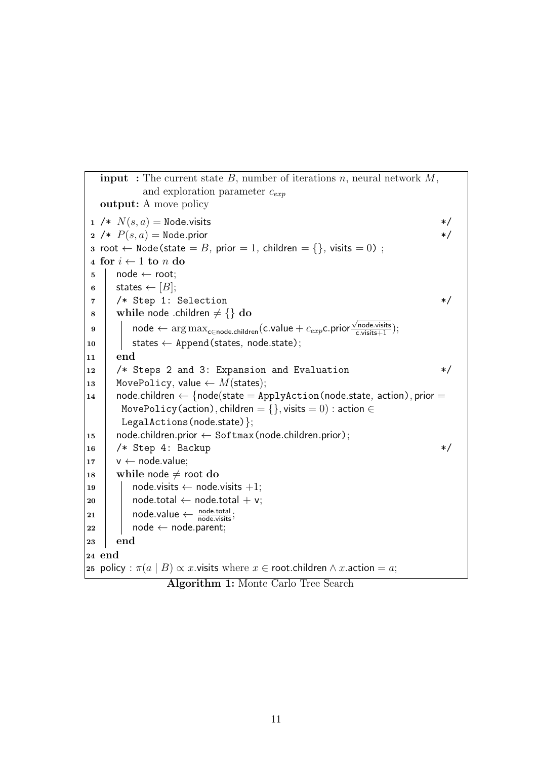**input** : The current state $B$, number of iterations $n$, neural network $M$, and exploration parameter $c_{exp}$

**output:** A move policy

```
1  /* N(s, a) = Node.visits                                              */
2  /* P(s, a) = Node.prior                                               */
3  root ← Node(state = B, prior = 1, children = {}, visits = 0) ;
4  for i ← 1 to n do
5      node ← root;
6      states ← [B];
7      /* Step 1: Selection                                              */
8      while node .children ≠ {} do
9          node ← arg max_{c∈node.children}(c.value + c_exp c.prior √node.visits / (c.visits+1));
10         states ← Append(states, node.state);
11     end
12     /* Steps 2 and 3: Expansion and Evaluation                        */
13     MovePolicy, value ← M(states);
14     node.children ← {node(state = ApplyAction(node.state, action), prior =
         MovePolicy(action), children = {}, visits = 0) : action ∈
         LegalActions(node.state)};
15     node.children.prior ← Softmax(node.children.prior);
16     /* Step 4: Backup                                                 */
17     v ← node.value;
18     while node ≠ root do
19         node.visits ← node.visits +1;
20         node.total ← node.total + v;
21         node.value ← node.total / node.visits;
22         node ← node.parent;
23     end
24 end
25 policy : π(a | B) ∝ x.visits where x ∈ root.children ∧ x.action = a;
```

Line 9: $\text{node} \leftarrow \arg\max_{c \in \text{node.children}}(\text{c.value} + c_{exp}\text{c.prior}\frac{\sqrt{\text{node.visits}}}{\text{c.visits}+1})$;

Line 21: $\text{node.value} \leftarrow \frac{\text{node.total}}{\text{node.visits}}$;

Line 25: policy : $\pi(a \mid B) \propto x.\text{visits}$ where $x \in \text{root.children} \wedge x.\text{action} = a$;

**Algorithm 1:** Monte Carlo Tree Search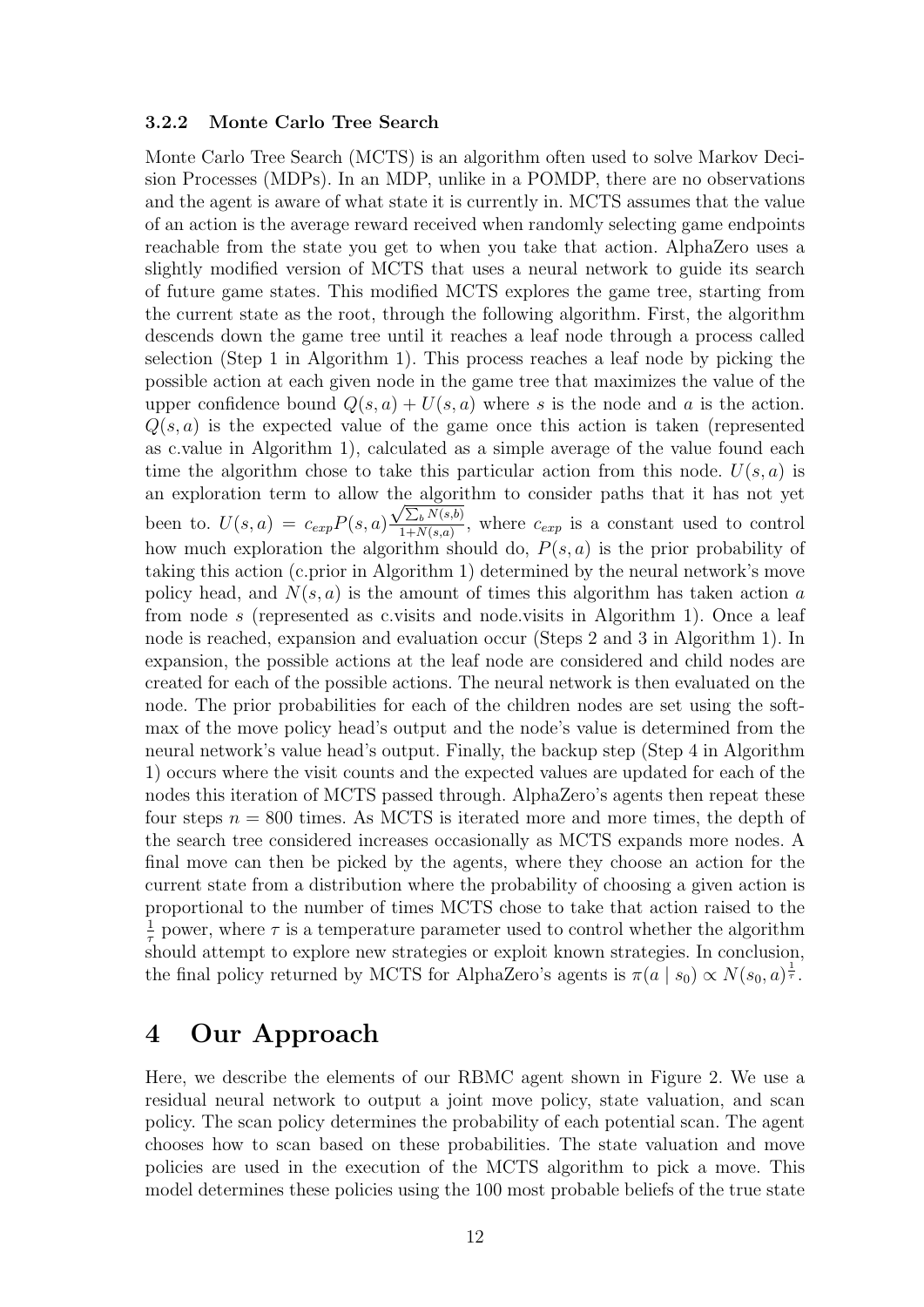### 3.2.2 Monte Carlo Tree Search

Monte Carlo Tree Search (MCTS) is an algorithm often used to solve Markov Decision Processes (MDPs). In an MDP, unlike in a POMDP, there are no observations and the agent is aware of what state it is currently in. MCTS assumes that the value of an action is the average reward received when randomly selecting game endpoints reachable from the state you get to when you take that action. AlphaZero uses a slightly modified version of MCTS that uses a neural network to guide its search of future game states. This modified MCTS explores the game tree, starting from the current state as the root, through the following algorithm. First, the algorithm descends down the game tree until it reaches a leaf node through a process called selection (Step 1 in Algorithm 1). This process reaches a leaf node by picking the possible action at each given node in the game tree that maximizes the value of the upper confidence bound $Q(s, a) + U(s, a)$ where $s$ is the node and $a$ is the action. $Q(s, a)$ is the expected value of the game once this action is taken (represented as c.value in Algorithm 1), calculated as a simple average of the value found each time the algorithm chose to take this particular action from this node. $U(s, a)$ is an exploration term to allow the algorithm to consider paths that it has not yet been to. $U(s, a) = c_{exp} P(s, a) \frac{\sqrt{\sum_b N(s,b)}}{1+N(s,a)}$, where $c_{exp}$ is a constant used to control how much exploration the algorithm should do, $P(s, a)$ is the prior probability of taking this action (c.prior in Algorithm 1) determined by the neural network's move policy head, and $N(s, a)$ is the amount of times this algorithm has taken action $a$ from node $s$ (represented as c.visits and node.visits in Algorithm 1). Once a leaf node is reached, expansion and evaluation occur (Steps 2 and 3 in Algorithm 1). In expansion, the possible actions at the leaf node are considered and child nodes are created for each of the possible actions. The neural network is then evaluated on the node. The prior probabilities for each of the children nodes are set using the softmax of the move policy head's output and the node's value is determined from the neural network's value head's output. Finally, the backup step (Step 4 in Algorithm 1) occurs where the visit counts and the expected values are updated for each of the nodes this iteration of MCTS passed through. AlphaZero's agents then repeat these four steps $n = 800$ times. As MCTS is iterated more and more times, the depth of the search tree considered increases occasionally as MCTS expands more nodes. A final move can then be picked by the agents, where they choose an action for the current state from a distribution where the probability of choosing a given action is proportional to the number of times MCTS chose to take that action raised to the $\frac{1}{\tau}$ power, where $\tau$ is a temperature parameter used to control whether the algorithm should attempt to explore new strategies or exploit known strategies. In conclusion, the final policy returned by MCTS for AlphaZero's agents is $\pi(a \mid s_0) \propto N(s_0, a)^{\frac{1}{\tau}}$.

# 4 Our Approach

Here, we describe the elements of our RBMC agent shown in Figure 2. We use a residual neural network to output a joint move policy, state valuation, and scan policy. The scan policy determines the probability of each potential scan. The agent chooses how to scan based on these probabilities. The state valuation and move policies are used in the execution of the MCTS algorithm to pick a move. This model determines these policies using the 100 most probable beliefs of the true state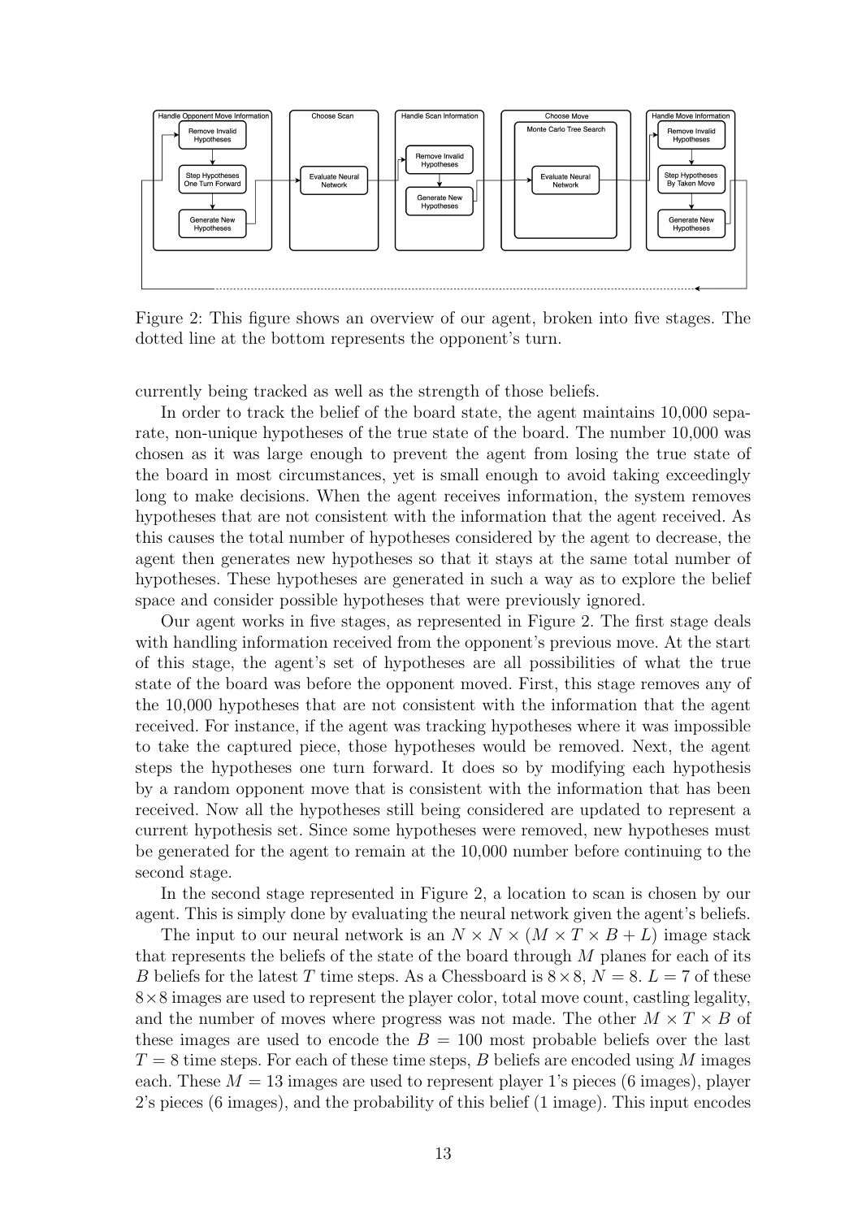Handle Opponent Move Information

Remove Invalid Hypotheses

Step Hypotheses One Turn Forward

Generate New Hypotheses

Choose Scan

Evaluate Neural Network

Handle Scan Information

Remove Invalid Hypotheses

Generate New Hypotheses

Choose Move

Monte Carlo Tree Search

Evaluate Neural Network

Handle Move Information

Remove Invalid Hypotheses

Step Hypotheses By Taken Move

Generate New Hypotheses

Figure 2: This figure shows an overview of our agent, broken into five stages. The dotted line at the bottom represents the opponent's turn.

currently being tracked as well as the strength of those beliefs.

In order to track the belief of the board state, the agent maintains 10,000 separate, non-unique hypotheses of the true state of the board. The number 10,000 was chosen as it was large enough to prevent the agent from losing the true state of the board in most circumstances, yet is small enough to avoid taking exceedingly long to make decisions. When the agent receives information, the system removes hypotheses that are not consistent with the information that the agent received. As this causes the total number of hypotheses considered by the agent to decrease, the agent then generates new hypotheses so that it stays at the same total number of hypotheses. These hypotheses are generated in such a way as to explore the belief space and consider possible hypotheses that were previously ignored.

Our agent works in five stages, as represented in Figure 2. The first stage deals with handling information received from the opponent's previous move. At the start of this stage, the agent's set of hypotheses are all possibilities of what the true state of the board was before the opponent moved. First, this stage removes any of the 10,000 hypotheses that are not consistent with the information that the agent received. For instance, if the agent was tracking hypotheses where it was impossible to take the captured piece, those hypotheses would be removed. Next, the agent steps the hypotheses one turn forward. It does so by modifying each hypothesis by a random opponent move that is consistent with the information that has been received. Now all the hypotheses still being considered are updated to represent a current hypothesis set. Since some hypotheses were removed, new hypotheses must be generated for the agent to remain at the 10,000 number before continuing to the second stage.

In the second stage represented in Figure 2, a location to scan is chosen by our agent. This is simply done by evaluating the neural network given the agent's beliefs.

The input to our neural network is an $N \times N \times (M \times T \times B + L)$ image stack that represents the beliefs of the state of the board through $M$ planes for each of its $B$ beliefs for the latest $T$ time steps. As a Chessboard is $8 \times 8$, $N = 8$. $L = 7$ of these $8 \times 8$ images are used to represent the player color, total move count, castling legality, and the number of moves where progress was not made. The other $M \times T \times B$ of these images are used to encode the $B = 100$ most probable beliefs over the last $T = 8$ time steps. For each of these time steps, $B$ beliefs are encoded using $M$ images each. These $M = 13$ images are used to represent player 1's pieces (6 images), player 2's pieces (6 images), and the probability of this belief (1 image). This input encodes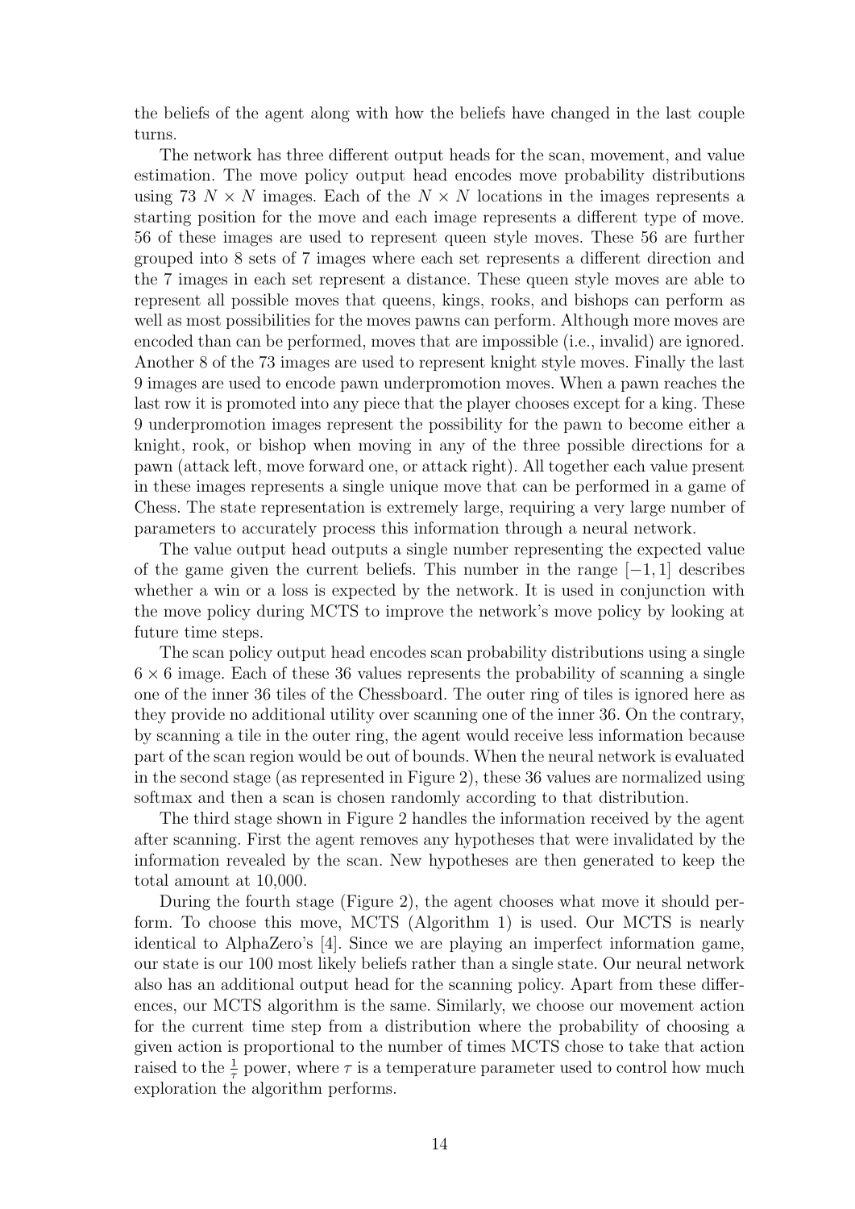the beliefs of the agent along with how the beliefs have changed in the last couple turns.

The network has three different output heads for the scan, movement, and value estimation. The move policy output head encodes move probability distributions using 73 $N \times N$ images. Each of the $N \times N$ locations in the images represents a starting position for the move and each image represents a different type of move. 56 of these images are used to represent queen style moves. These 56 are further grouped into 8 sets of 7 images where each set represents a different direction and the 7 images in each set represent a distance. These queen style moves are able to represent all possible moves that queens, kings, rooks, and bishops can perform as well as most possibilities for the moves pawns can perform. Although more moves are encoded than can be performed, moves that are impossible (i.e., invalid) are ignored. Another 8 of the 73 images are used to represent knight style moves. Finally the last 9 images are used to encode pawn underpromotion moves. When a pawn reaches the last row it is promoted into any piece that the player chooses except for a king. These 9 underpromotion images represent the possibility for the pawn to become either a knight, rook, or bishop when moving in any of the three possible directions for a pawn (attack left, move forward one, or attack right). All together each value present in these images represents a single unique move that can be performed in a game of Chess. The state representation is extremely large, requiring a very large number of parameters to accurately process this information through a neural network.

The value output head outputs a single number representing the expected value of the game given the current beliefs. This number in the range $[-1, 1]$ describes whether a win or a loss is expected by the network. It is used in conjunction with the move policy during MCTS to improve the network's move policy by looking at future time steps.

The scan policy output head encodes scan probability distributions using a single $6 \times 6$ image. Each of these 36 values represents the probability of scanning a single one of the inner 36 tiles of the Chessboard. The outer ring of tiles is ignored here as they provide no additional utility over scanning one of the inner 36. On the contrary, by scanning a tile in the outer ring, the agent would receive less information because part of the scan region would be out of bounds. When the neural network is evaluated in the second stage (as represented in Figure 2), these 36 values are normalized using softmax and then a scan is chosen randomly according to that distribution.

The third stage shown in Figure 2 handles the information received by the agent after scanning. First the agent removes any hypotheses that were invalidated by the information revealed by the scan. New hypotheses are then generated to keep the total amount at 10,000.

During the fourth stage (Figure 2), the agent chooses what move it should perform. To choose this move, MCTS (Algorithm 1) is used. Our MCTS is nearly identical to AlphaZero's [4]. Since we are playing an imperfect information game, our state is our 100 most likely beliefs rather than a single state. Our neural network also has an additional output head for the scanning policy. Apart from these differences, our MCTS algorithm is the same. Similarly, we choose our movement action for the current time step from a distribution where the probability of choosing a given action is proportional to the number of times MCTS chose to take that action raised to the $\frac{1}{\tau}$ power, where $\tau$ is a temperature parameter used to control how much exploration the algorithm performs.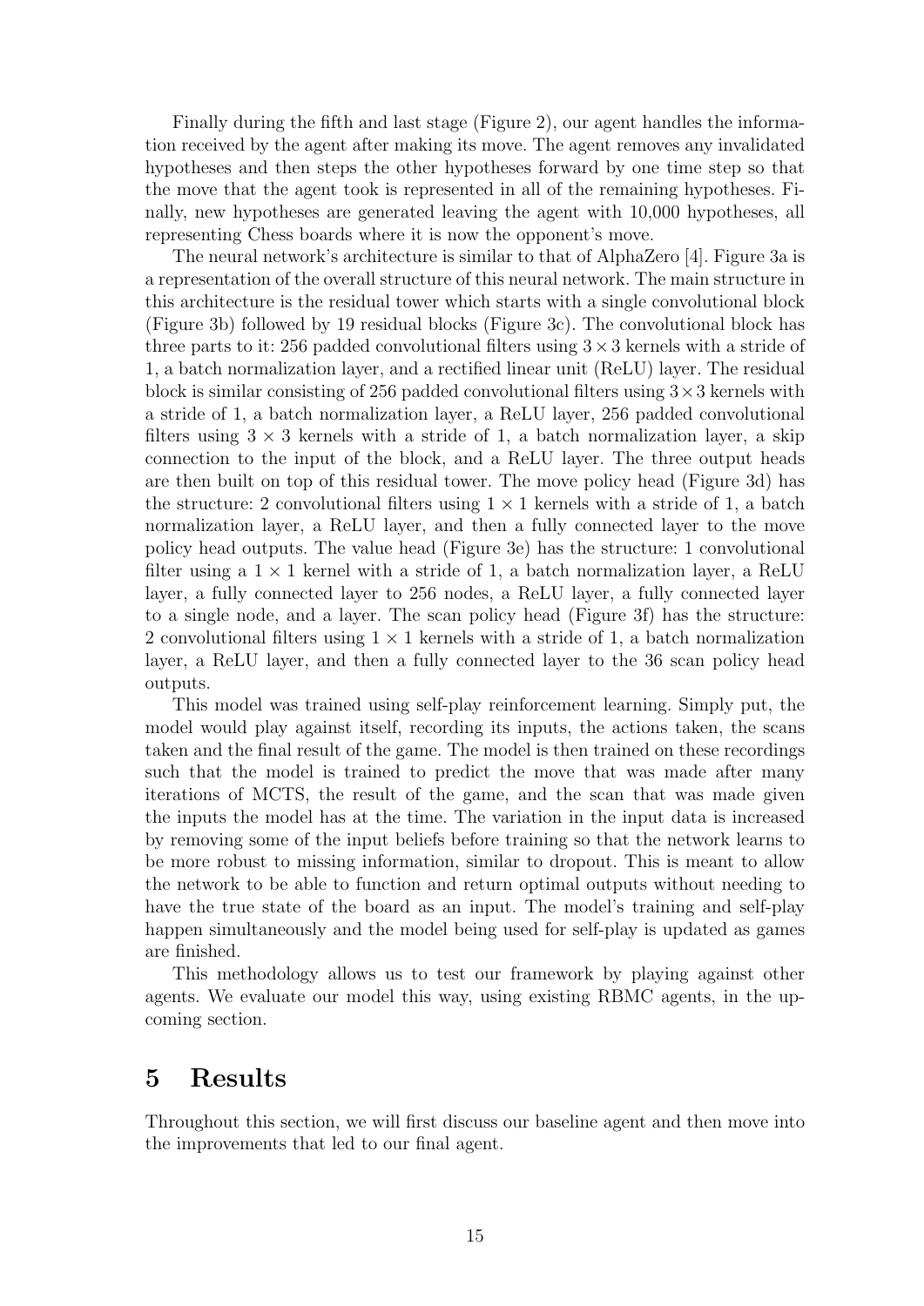Finally during the fifth and last stage (Figure 2), our agent handles the information received by the agent after making its move. The agent removes any invalidated hypotheses and then steps the other hypotheses forward by one time step so that the move that the agent took is represented in all of the remaining hypotheses. Finally, new hypotheses are generated leaving the agent with 10,000 hypotheses, all representing Chess boards where it is now the opponent's move.

The neural network's architecture is similar to that of AlphaZero [4]. Figure 3a is a representation of the overall structure of this neural network. The main structure in this architecture is the residual tower which starts with a single convolutional block (Figure 3b) followed by 19 residual blocks (Figure 3c). The convolutional block has three parts to it: 256 padded convolutional filters using $3 \times 3$ kernels with a stride of 1, a batch normalization layer, and a rectified linear unit (ReLU) layer. The residual block is similar consisting of 256 padded convolutional filters using $3 \times 3$ kernels with a stride of 1, a batch normalization layer, a ReLU layer, 256 padded convolutional filters using $3 \times 3$ kernels with a stride of 1, a batch normalization layer, a skip connection to the input of the block, and a ReLU layer. The three output heads are then built on top of this residual tower. The move policy head (Figure 3d) has the structure: 2 convolutional filters using $1 \times 1$ kernels with a stride of 1, a batch normalization layer, a ReLU layer, and then a fully connected layer to the move policy head outputs. The value head (Figure 3e) has the structure: 1 convolutional filter using a $1 \times 1$ kernel with a stride of 1, a batch normalization layer, a ReLU layer, a fully connected layer to 256 nodes, a ReLU layer, a fully connected layer to a single node, and a layer. The scan policy head (Figure 3f) has the structure: 2 convolutional filters using $1 \times 1$ kernels with a stride of 1, a batch normalization layer, a ReLU layer, and then a fully connected layer to the 36 scan policy head outputs.

This model was trained using self-play reinforcement learning. Simply put, the model would play against itself, recording its inputs, the actions taken, the scans taken and the final result of the game. The model is then trained on these recordings such that the model is trained to predict the move that was made after many iterations of MCTS, the result of the game, and the scan that was made given the inputs the model has at the time. The variation in the input data is increased by removing some of the input beliefs before training so that the network learns to be more robust to missing information, similar to dropout. This is meant to allow the network to be able to function and return optimal outputs without needing to have the true state of the board as an input. The model's training and self-play happen simultaneously and the model being used for self-play is updated as games are finished.

This methodology allows us to test our framework by playing against other agents. We evaluate our model this way, using existing RBMC agents, in the upcoming section.

# 5 Results

Throughout this section, we will first discuss our baseline agent and then move into the improvements that led to our final agent.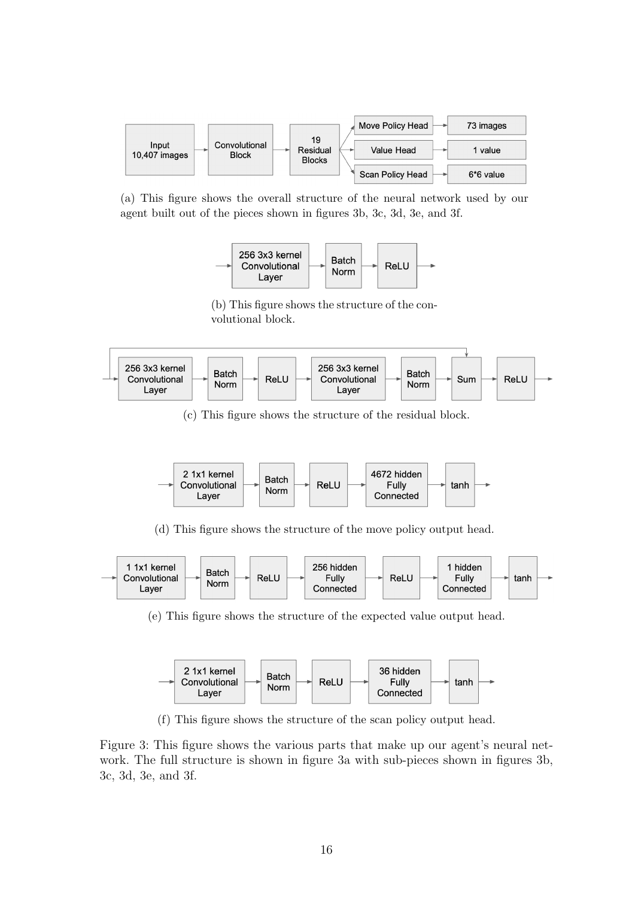Input
10,407 images

Convolutional
Block

19
Residual
Blocks

Move Policy Head

73 images

Value Head

1 value

Scan Policy Head

6*6 value

(a) This figure shows the overall structure of the neural network used by our agent built out of the pieces shown in figures 3b, 3c, 3d, 3e, and 3f.

256 3x3 kernel
Convolutional
Layer

Batch
Norm

ReLU

(b) This figure shows the structure of the convolutional block.

256 3x3 kernel
Convolutional
Layer

Batch
Norm

ReLU

256 3x3 kernel
Convolutional
Layer

Batch
Norm

Sum

ReLU

(c) This figure shows the structure of the residual block.

2 1x1 kernel
Convolutional
Layer

Batch
Norm

ReLU

4672 hidden
Fully
Connected

tanh

(d) This figure shows the structure of the move policy output head.

1 1x1 kernel
Convolutional
Layer

Batch
Norm

ReLU

256 hidden
Fully
Connected

ReLU

1 hidden
Fully
Connected

tanh

(e) This figure shows the structure of the expected value output head.

2 1x1 kernel
Convolutional
Layer

Batch
Norm

ReLU

36 hidden
Fully
Connected

tanh

(f) This figure shows the structure of the scan policy output head.

Figure 3: This figure shows the various parts that make up our agent's neural network. The full structure is shown in figure 3a with sub-pieces shown in figures 3b, 3c, 3d, 3e, and 3f.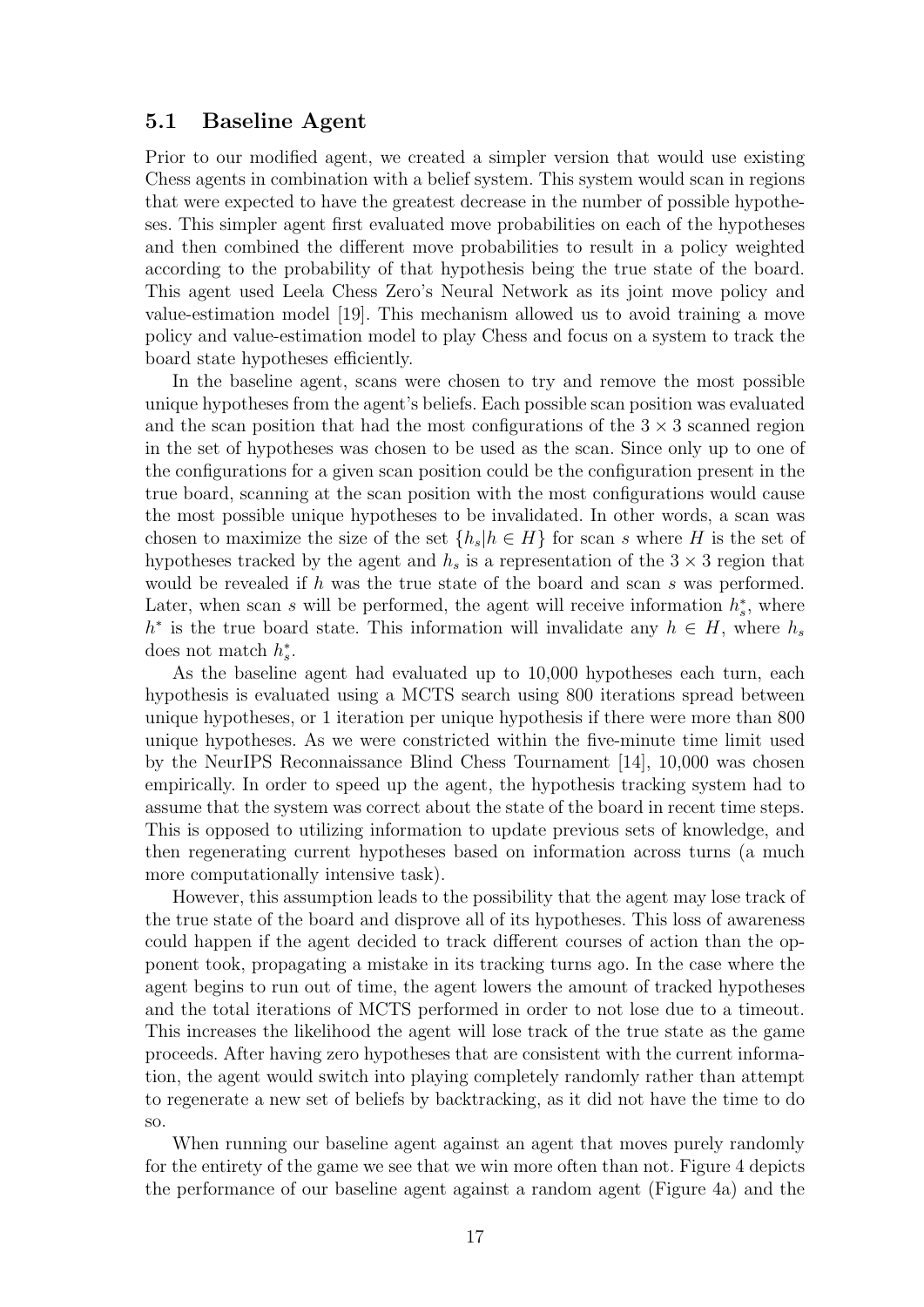### 5.1 Baseline Agent

Prior to our modified agent, we created a simpler version that would use existing Chess agents in combination with a belief system. This system would scan in regions that were expected to have the greatest decrease in the number of possible hypotheses. This simpler agent first evaluated move probabilities on each of the hypotheses and then combined the different move probabilities to result in a policy weighted according to the probability of that hypothesis being the true state of the board. This agent used Leela Chess Zero's Neural Network as its joint move policy and value-estimation model [19]. This mechanism allowed us to avoid training a move policy and value-estimation model to play Chess and focus on a system to track the board state hypotheses efficiently.

In the baseline agent, scans were chosen to try and remove the most possible unique hypotheses from the agent's beliefs. Each possible scan position was evaluated and the scan position that had the most configurations of the $3 \times 3$ scanned region in the set of hypotheses was chosen to be used as the scan. Since only up to one of the configurations for a given scan position could be the configuration present in the true board, scanning at the scan position with the most configurations would cause the most possible unique hypotheses to be invalidated. In other words, a scan was chosen to maximize the size of the set $\{h_s | h \in H\}$ for scan $s$ where $H$ is the set of hypotheses tracked by the agent and $h_s$ is a representation of the $3 \times 3$ region that would be revealed if $h$ was the true state of the board and scan $s$ was performed. Later, when scan $s$ will be performed, the agent will receive information $h^*_s$, where $h^*$ is the true board state. This information will invalidate any $h \in H$, where $h_s$ does not match $h^*_s$.

As the baseline agent had evaluated up to 10,000 hypotheses each turn, each hypothesis is evaluated using a MCTS search using 800 iterations spread between unique hypotheses, or 1 iteration per unique hypothesis if there were more than 800 unique hypotheses. As we were constricted within the five-minute time limit used by the NeurIPS Reconnaissance Blind Chess Tournament [14], 10,000 was chosen empirically. In order to speed up the agent, the hypothesis tracking system had to assume that the system was correct about the state of the board in recent time steps. This is opposed to utilizing information to update previous sets of knowledge, and then regenerating current hypotheses based on information across turns (a much more computationally intensive task).

However, this assumption leads to the possibility that the agent may lose track of the true state of the board and disprove all of its hypotheses. This loss of awareness could happen if the agent decided to track different courses of action than the opponent took, propagating a mistake in its tracking turns ago. In the case where the agent begins to run out of time, the agent lowers the amount of tracked hypotheses and the total iterations of MCTS performed in order to not lose due to a timeout. This increases the likelihood the agent will lose track of the true state as the game proceeds. After having zero hypotheses that are consistent with the current information, the agent would switch into playing completely randomly rather than attempt to regenerate a new set of beliefs by backtracking, as it did not have the time to do so.

When running our baseline agent against an agent that moves purely randomly for the entirety of the game we see that we win more often than not. Figure 4 depicts the performance of our baseline agent against a random agent (Figure 4a) and the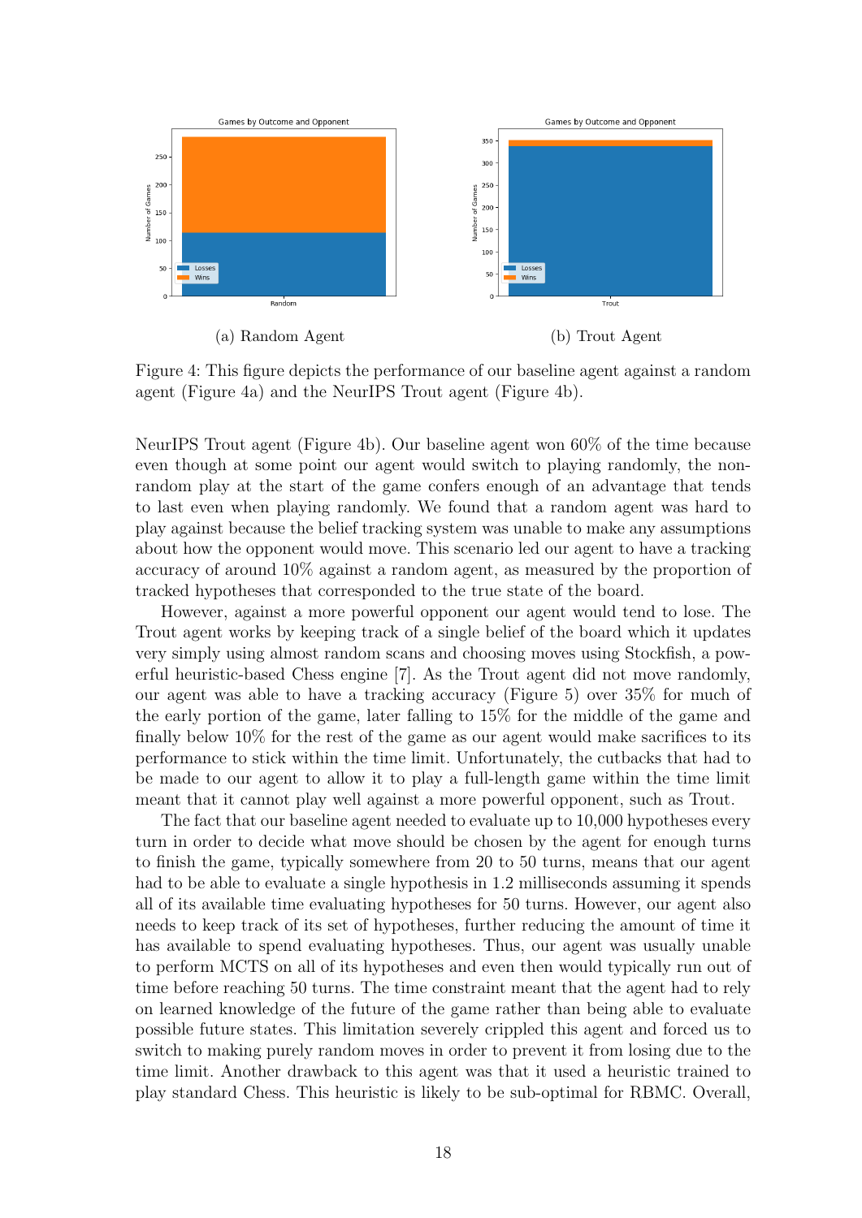Games by Outcome and Opponent

Number of Games

250
200
150
100
50
0

Losses
Wins

Random

(a) Random Agent

Games by Outcome and Opponent

Number of Games

350
300
250
200
150
100
50
0

Losses
Wins

Trout

(b) Trout Agent

Figure 4: This figure depicts the performance of our baseline agent against a random agent (Figure 4a) and the NeurIPS Trout agent (Figure 4b).

NeurIPS Trout agent (Figure 4b). Our baseline agent won 60% of the time because even though at some point our agent would switch to playing randomly, the non-random play at the start of the game confers enough of an advantage that tends to last even when playing randomly. We found that a random agent was hard to play against because the belief tracking system was unable to make any assumptions about how the opponent would move. This scenario led our agent to have a tracking accuracy of around 10% against a random agent, as measured by the proportion of tracked hypotheses that corresponded to the true state of the board.

However, against a more powerful opponent our agent would tend to lose. The Trout agent works by keeping track of a single belief of the board which it updates very simply using almost random scans and choosing moves using Stockfish, a powerful heuristic-based Chess engine [7]. As the Trout agent did not move randomly, our agent was able to have a tracking accuracy (Figure 5) over 35% for much of the early portion of the game, later falling to 15% for the middle of the game and finally below 10% for the rest of the game as our agent would make sacrifices to its performance to stick within the time limit. Unfortunately, the cutbacks that had to be made to our agent to allow it to play a full-length game within the time limit meant that it cannot play well against a more powerful opponent, such as Trout.

The fact that our baseline agent needed to evaluate up to 10,000 hypotheses every turn in order to decide what move should be chosen by the agent for enough turns to finish the game, typically somewhere from 20 to 50 turns, means that our agent had to be able to evaluate a single hypothesis in 1.2 milliseconds assuming it spends all of its available time evaluating hypotheses for 50 turns. However, our agent also needs to keep track of its set of hypotheses, further reducing the amount of time it has available to spend evaluating hypotheses. Thus, our agent was usually unable to perform MCTS on all of its hypotheses and even then would typically run out of time before reaching 50 turns. The time constraint meant that the agent had to rely on learned knowledge of the future of the game rather than being able to evaluate possible future states. This limitation severely crippled this agent and forced us to switch to making purely random moves in order to prevent it from losing due to the time limit. Another drawback to this agent was that it used a heuristic trained to play standard Chess. This heuristic is likely to be sub-optimal for RBMC. Overall,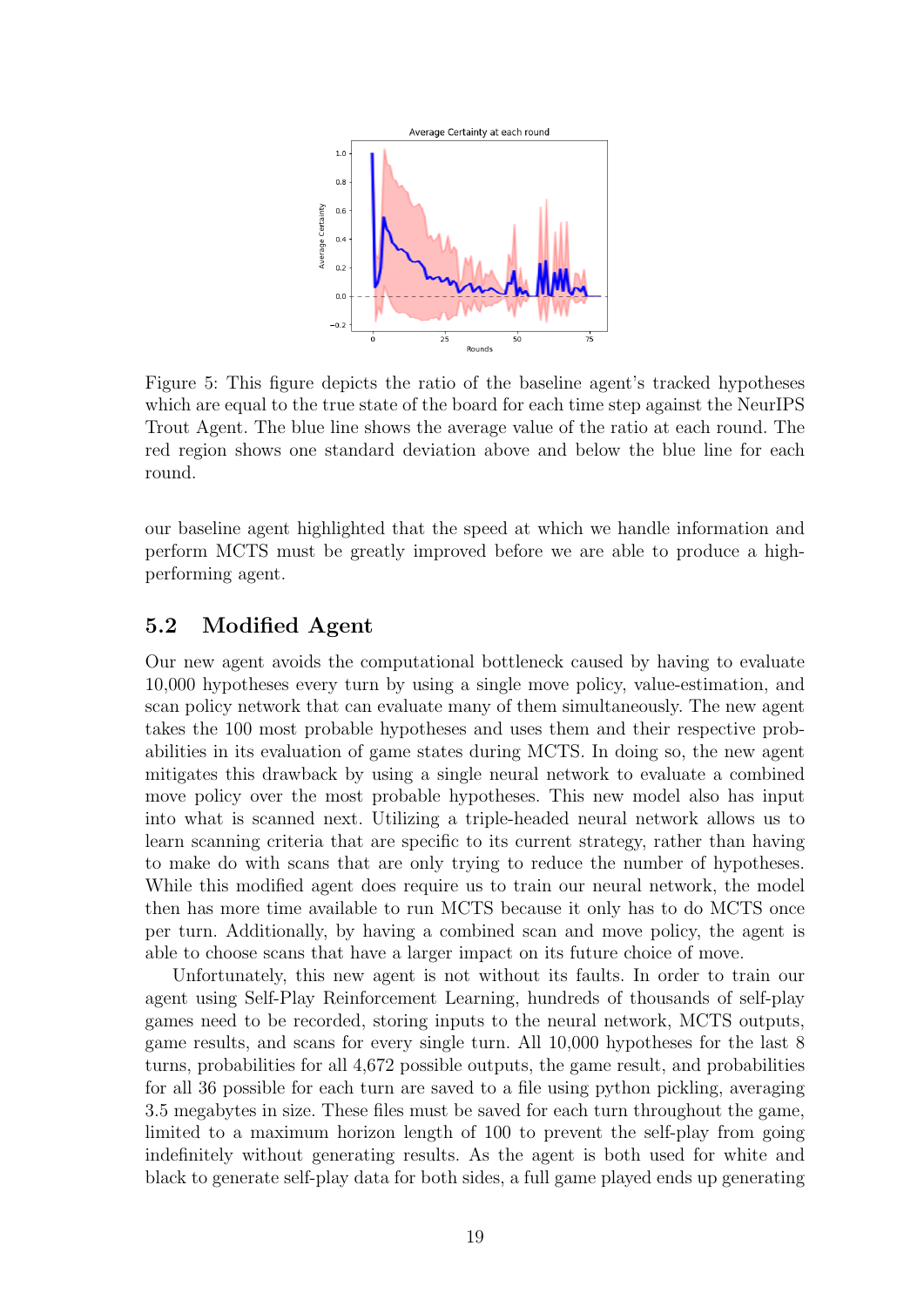Average Certainty at each round

Average Certainty

1.0
0.8
0.6
0.4
0.2
0.0
−0.2

0
25
50
75

Rounds

Figure 5: This figure depicts the ratio of the baseline agent's tracked hypotheses which are equal to the true state of the board for each time step against the NeurIPS Trout Agent. The blue line shows the average value of the ratio at each round. The red region shows one standard deviation above and below the blue line for each round.

our baseline agent highlighted that the speed at which we handle information and perform MCTS must be greatly improved before we are able to produce a high-performing agent.

## 5.2 Modified Agent

Our new agent avoids the computational bottleneck caused by having to evaluate 10,000 hypotheses every turn by using a single move policy, value-estimation, and scan policy network that can evaluate many of them simultaneously. The new agent takes the 100 most probable hypotheses and uses them and their respective probabilities in its evaluation of game states during MCTS. In doing so, the new agent mitigates this drawback by using a single neural network to evaluate a combined move policy over the most probable hypotheses. This new model also has input into what is scanned next. Utilizing a triple-headed neural network allows us to learn scanning criteria that are specific to its current strategy, rather than having to make do with scans that are only trying to reduce the number of hypotheses. While this modified agent does require us to train our neural network, the model then has more time available to run MCTS because it only has to do MCTS once per turn. Additionally, by having a combined scan and move policy, the agent is able to choose scans that have a larger impact on its future choice of move.

Unfortunately, this new agent is not without its faults. In order to train our agent using Self-Play Reinforcement Learning, hundreds of thousands of self-play games need to be recorded, storing inputs to the neural network, MCTS outputs, game results, and scans for every single turn. All 10,000 hypotheses for the last 8 turns, probabilities for all 4,672 possible outputs, the game result, and probabilities for all 36 possible for each turn are saved to a file using python pickling, averaging 3.5 megabytes in size. These files must be saved for each turn throughout the game, limited to a maximum horizon length of 100 to prevent the self-play from going indefinitely without generating results. As the agent is both used for white and black to generate self-play data for both sides, a full game played ends up generating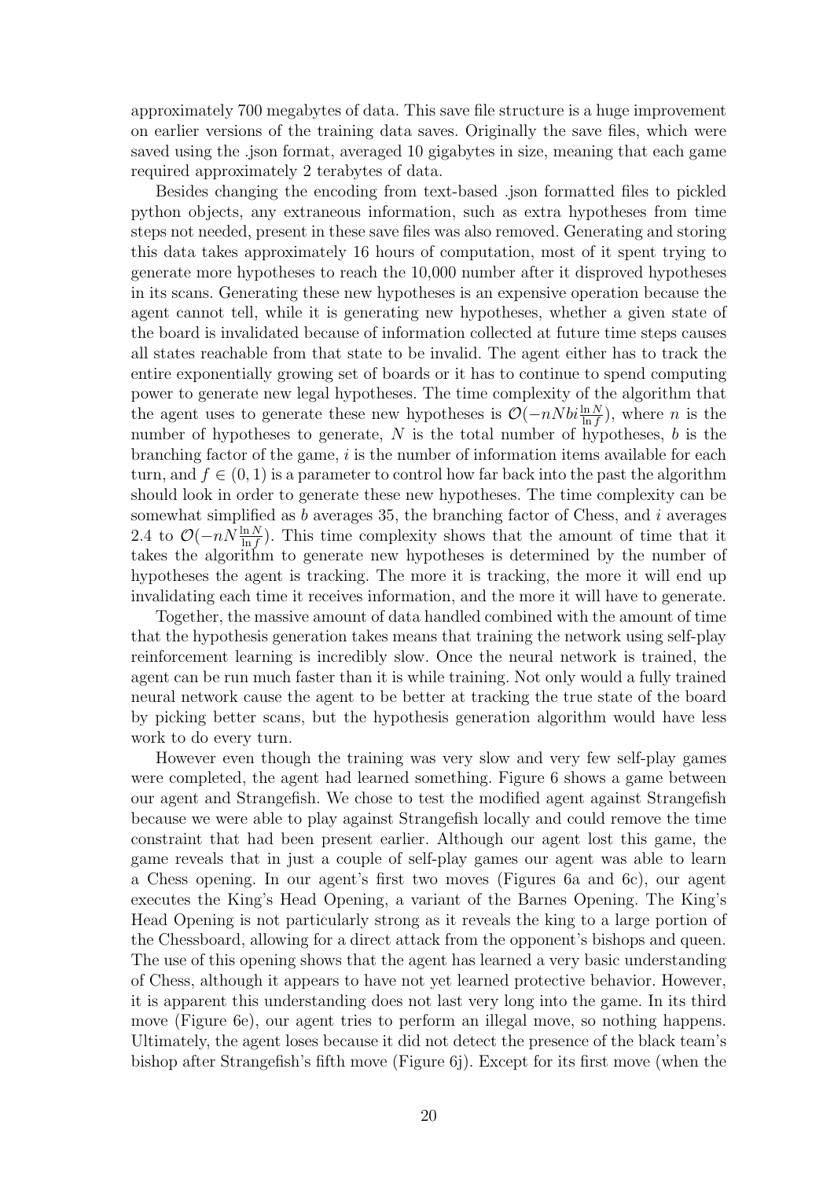approximately 700 megabytes of data. This save file structure is a huge improvement on earlier versions of the training data saves. Originally the save files, which were saved using the .json format, averaged 10 gigabytes in size, meaning that each game required approximately 2 terabytes of data.

Besides changing the encoding from text-based .json formatted files to pickled python objects, any extraneous information, such as extra hypotheses from time steps not needed, present in these save files was also removed. Generating and storing this data takes approximately 16 hours of computation, most of it spent trying to generate more hypotheses to reach the 10,000 number after it disproved hypotheses in its scans. Generating these new hypotheses is an expensive operation because the agent cannot tell, while it is generating new hypotheses, whether a given state of the board is invalidated because of information collected at future time steps causes all states reachable from that state to be invalid. The agent either has to track the entire exponentially growing set of boards or it has to continue to spend computing power to generate new legal hypotheses. The time complexity of the algorithm that the agent uses to generate these new hypotheses is $\mathcal{O}(-nNbi\frac{\ln N}{\ln f})$, where $n$ is the number of hypotheses to generate, $N$ is the total number of hypotheses, $b$ is the branching factor of the game, $i$ is the number of information items available for each turn, and $f \in (0, 1)$ is a parameter to control how far back into the past the algorithm should look in order to generate these new hypotheses. The time complexity can be somewhat simplified as $b$ averages 35, the branching factor of Chess, and $i$ averages 2.4 to $\mathcal{O}(-nN\frac{\ln N}{\ln f})$. This time complexity shows that the amount of time that it takes the algorithm to generate new hypotheses is determined by the number of hypotheses the agent is tracking. The more it is tracking, the more it will end up invalidating each time it receives information, and the more it will have to generate.

Together, the massive amount of data handled combined with the amount of time that the hypothesis generation takes means that training the network using self-play reinforcement learning is incredibly slow. Once the neural network is trained, the agent can be run much faster than it is while training. Not only would a fully trained neural network cause the agent to be better at tracking the true state of the board by picking better scans, but the hypothesis generation algorithm would have less work to do every turn.

However even though the training was very slow and very few self-play games were completed, the agent had learned something. Figure 6 shows a game between our agent and Strangefish. We chose to test the modified agent against Strangefish because we were able to play against Strangefish locally and could remove the time constraint that had been present earlier. Although our agent lost this game, the game reveals that in just a couple of self-play games our agent was able to learn a Chess opening. In our agent's first two moves (Figures 6a and 6c), our agent executes the King's Head Opening, a variant of the Barnes Opening. The King's Head Opening is not particularly strong as it reveals the king to a large portion of the Chessboard, allowing for a direct attack from the opponent's bishops and queen. The use of this opening shows that the agent has learned a very basic understanding of Chess, although it appears to have not yet learned protective behavior. However, it is apparent this understanding does not last very long into the game. In its third move (Figure 6e), our agent tries to perform an illegal move, so nothing happens. Ultimately, the agent loses because it did not detect the presence of the black team's bishop after Strangefish's fifth move (Figure 6j). Except for its first move (when the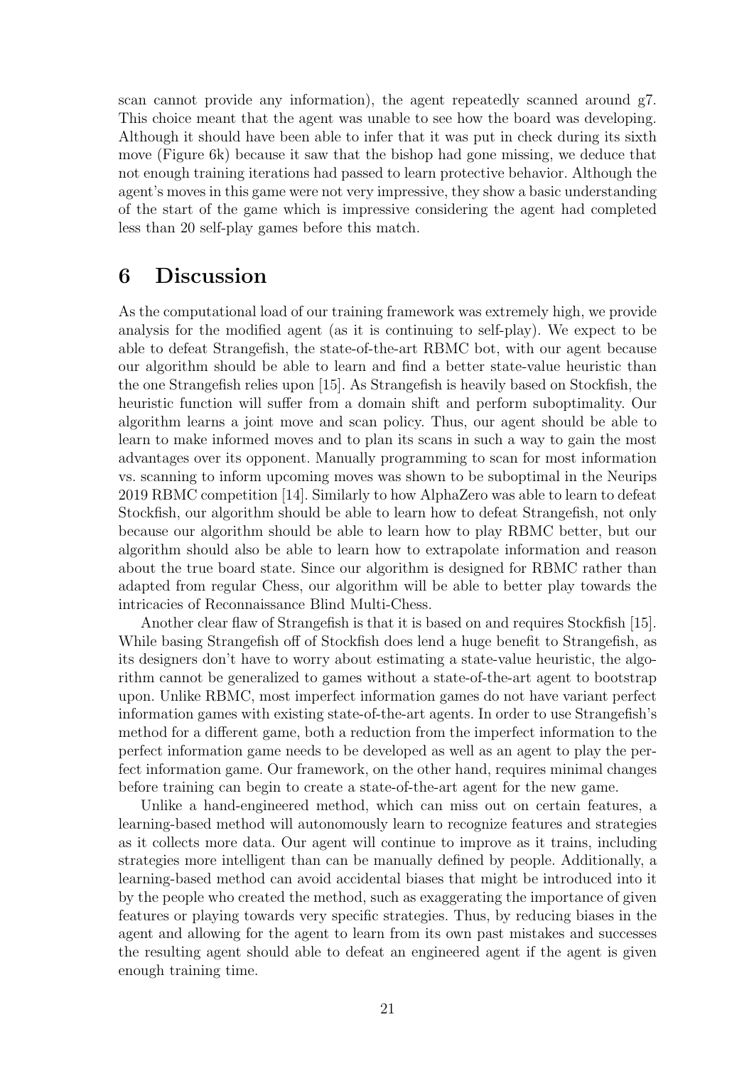scan cannot provide any information), the agent repeatedly scanned around g7. This choice meant that the agent was unable to see how the board was developing. Although it should have been able to infer that it was put in check during its sixth move (Figure 6k) because it saw that the bishop had gone missing, we deduce that not enough training iterations had passed to learn protective behavior. Although the agent's moves in this game were not very impressive, they show a basic understanding of the start of the game which is impressive considering the agent had completed less than 20 self-play games before this match.

# 6 Discussion

As the computational load of our training framework was extremely high, we provide analysis for the modified agent (as it is continuing to self-play). We expect to be able to defeat Strangefish, the state-of-the-art RBMC bot, with our agent because our algorithm should be able to learn and find a better state-value heuristic than the one Strangefish relies upon [15]. As Strangefish is heavily based on Stockfish, the heuristic function will suffer from a domain shift and perform suboptimality. Our algorithm learns a joint move and scan policy. Thus, our agent should be able to learn to make informed moves and to plan its scans in such a way to gain the most advantages over its opponent. Manually programming to scan for most information vs. scanning to inform upcoming moves was shown to be suboptimal in the Neurips 2019 RBMC competition [14]. Similarly to how AlphaZero was able to learn to defeat Stockfish, our algorithm should be able to learn how to defeat Strangefish, not only because our algorithm should be able to learn how to play RBMC better, but our algorithm should also be able to learn how to extrapolate information and reason about the true board state. Since our algorithm is designed for RBMC rather than adapted from regular Chess, our algorithm will be able to better play towards the intricacies of Reconnaissance Blind Multi-Chess.

Another clear flaw of Strangefish is that it is based on and requires Stockfish [15]. While basing Strangefish off of Stockfish does lend a huge benefit to Strangefish, as its designers don't have to worry about estimating a state-value heuristic, the algorithm cannot be generalized to games without a state-of-the-art agent to bootstrap upon. Unlike RBMC, most imperfect information games do not have variant perfect information games with existing state-of-the-art agents. In order to use Strangefish's method for a different game, both a reduction from the imperfect information to the perfect information game needs to be developed as well as an agent to play the perfect information game. Our framework, on the other hand, requires minimal changes before training can begin to create a state-of-the-art agent for the new game.

Unlike a hand-engineered method, which can miss out on certain features, a learning-based method will autonomously learn to recognize features and strategies as it collects more data. Our agent will continue to improve as it trains, including strategies more intelligent than can be manually defined by people. Additionally, a learning-based method can avoid accidental biases that might be introduced into it by the people who created the method, such as exaggerating the importance of given features or playing towards very specific strategies. Thus, by reducing biases in the agent and allowing for the agent to learn from its own past mistakes and successes the resulting agent should able to defeat an engineered agent if the agent is given enough training time.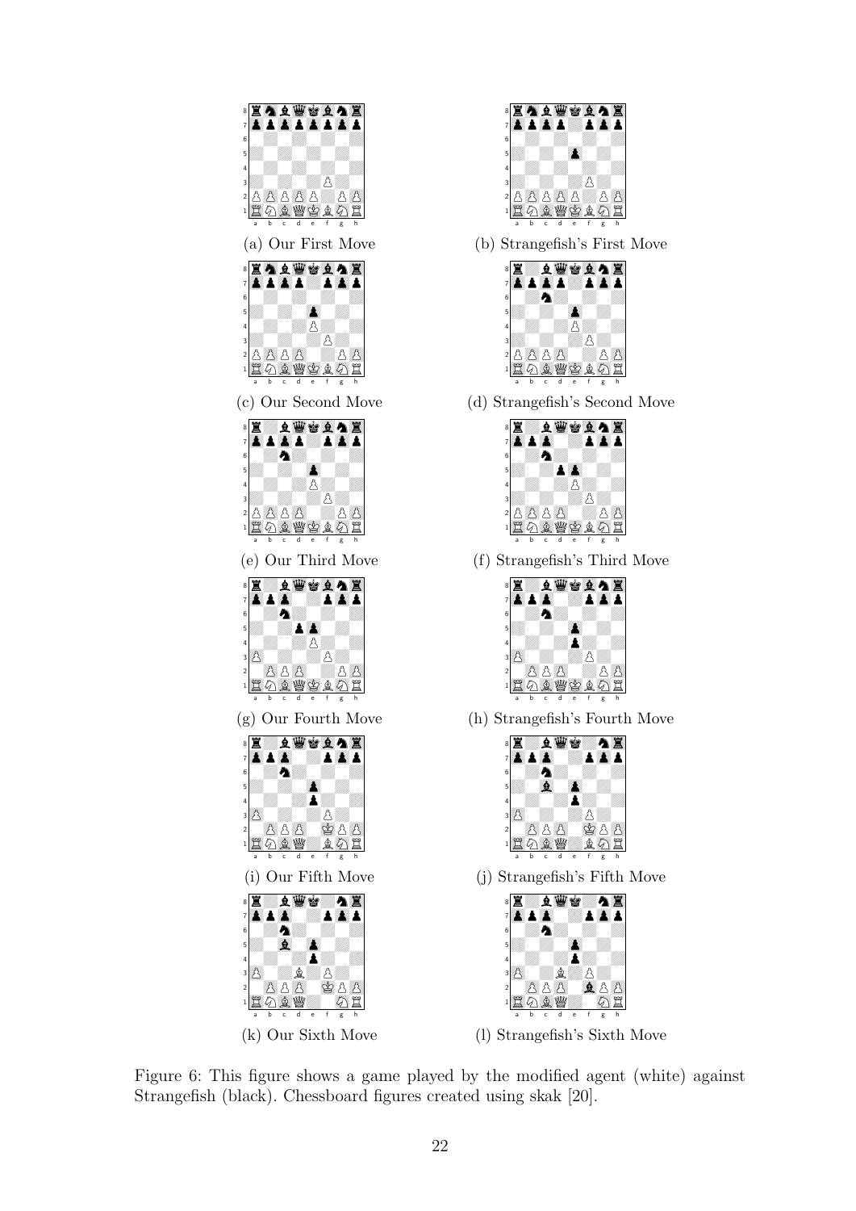(a) Our First Move

(b) Strangefish's First Move

(c) Our Second Move

(d) Strangefish's Second Move

(e) Our Third Move

(f) Strangefish's Third Move

(g) Our Fourth Move

(h) Strangefish's Fourth Move

(i) Our Fifth Move

(j) Strangefish's Fifth Move

(k) Our Sixth Move

(l) Strangefish's Sixth Move

Figure 6: This figure shows a game played by the modified agent (white) against Strangefish (black). Chessboard figures created using skak [20].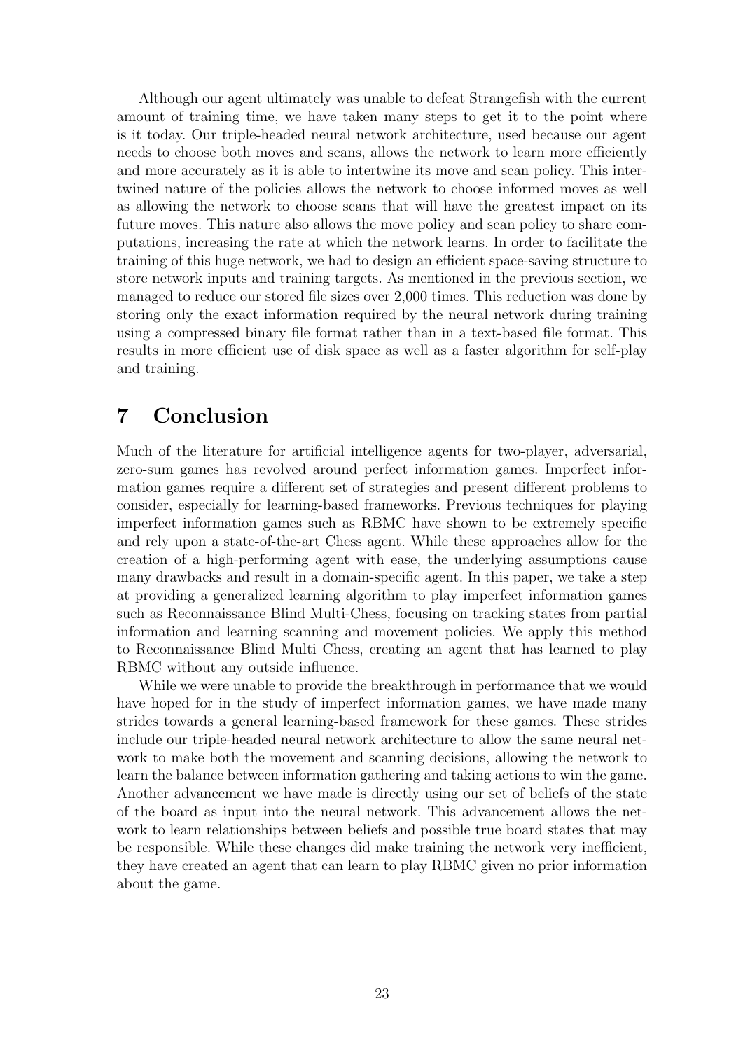Although our agent ultimately was unable to defeat Strangefish with the current amount of training time, we have taken many steps to get it to the point where is it today. Our triple-headed neural network architecture, used because our agent needs to choose both moves and scans, allows the network to learn more efficiently and more accurately as it is able to intertwine its move and scan policy. This intertwined nature of the policies allows the network to choose informed moves as well as allowing the network to choose scans that will have the greatest impact on its future moves. This nature also allows the move policy and scan policy to share computations, increasing the rate at which the network learns. In order to facilitate the training of this huge network, we had to design an efficient space-saving structure to store network inputs and training targets. As mentioned in the previous section, we managed to reduce our stored file sizes over 2,000 times. This reduction was done by storing only the exact information required by the neural network during training using a compressed binary file format rather than in a text-based file format. This results in more efficient use of disk space as well as a faster algorithm for self-play and training.

# 7 Conclusion

Much of the literature for artificial intelligence agents for two-player, adversarial, zero-sum games has revolved around perfect information games. Imperfect information games require a different set of strategies and present different problems to consider, especially for learning-based frameworks. Previous techniques for playing imperfect information games such as RBMC have shown to be extremely specific and rely upon a state-of-the-art Chess agent. While these approaches allow for the creation of a high-performing agent with ease, the underlying assumptions cause many drawbacks and result in a domain-specific agent. In this paper, we take a step at providing a generalized learning algorithm to play imperfect information games such as Reconnaissance Blind Multi-Chess, focusing on tracking states from partial information and learning scanning and movement policies. We apply this method to Reconnaissance Blind Multi Chess, creating an agent that has learned to play RBMC without any outside influence.

While we were unable to provide the breakthrough in performance that we would have hoped for in the study of imperfect information games, we have made many strides towards a general learning-based framework for these games. These strides include our triple-headed neural network architecture to allow the same neural network to make both the movement and scanning decisions, allowing the network to learn the balance between information gathering and taking actions to win the game. Another advancement we have made is directly using our set of beliefs of the state of the board as input into the neural network. This advancement allows the network to learn relationships between beliefs and possible true board states that may be responsible. While these changes did make training the network very inefficient, they have created an agent that can learn to play RBMC given no prior information about the game.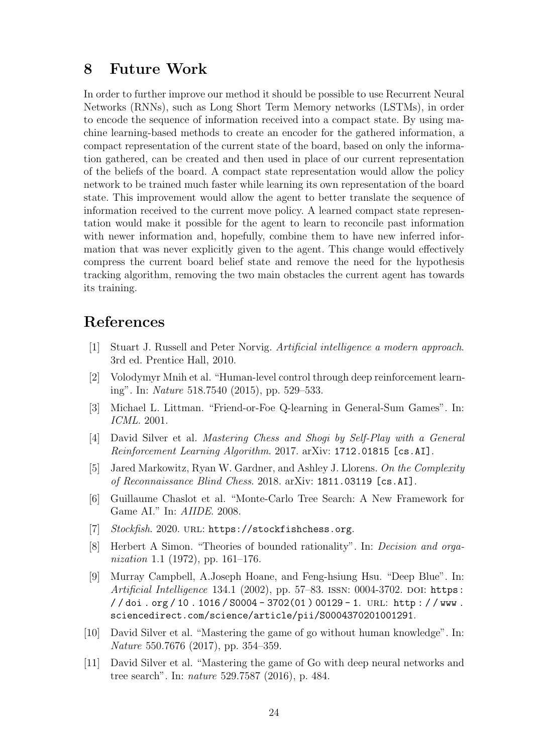## 8 Future Work

In order to further improve our method it should be possible to use Recurrent Neural Networks (RNNs), such as Long Short Term Memory networks (LSTMs), in order to encode the sequence of information received into a compact state. By using machine learning-based methods to create an encoder for the gathered information, a compact representation of the current state of the board, based on only the information gathered, can be created and then used in place of our current representation of the beliefs of the board. A compact state representation would allow the policy network to be trained much faster while learning its own representation of the board state. This improvement would allow the agent to better translate the sequence of information received to the current move policy. A learned compact state representation would make it possible for the agent to learn to reconcile past information with newer information and, hopefully, combine them to have new inferred information that was never explicitly given to the agent. This change would effectively compress the current board belief state and remove the need for the hypothesis tracking algorithm, removing the two main obstacles the current agent has towards its training.

## References

[1] Stuart J. Russell and Peter Norvig. *Artificial intelligence a modern approach*. 3rd ed. Prentice Hall, 2010.

[2] Volodymyr Mnih et al. "Human-level control through deep reinforcement learning". In: *Nature* 518.7540 (2015), pp. 529–533.

[3] Michael L. Littman. "Friend-or-Foe Q-learning in General-Sum Games". In: *ICML*. 2001.

[4] David Silver et al. *Mastering Chess and Shogi by Self-Play with a General Reinforcement Learning Algorithm*. 2017. arXiv: 1712.01815 [cs.AI].

[5] Jared Markowitz, Ryan W. Gardner, and Ashley J. Llorens. *On the Complexity of Reconnaissance Blind Chess*. 2018. arXiv: 1811.03119 [cs.AI].

[6] Guillaume Chaslot et al. "Monte-Carlo Tree Search: A New Framework for Game AI." In: *AIIDE*. 2008.

[7] *Stockfish*. 2020. URL: https://stockfishchess.org.

[8] Herbert A Simon. "Theories of bounded rationality". In: *Decision and organization* 1.1 (1972), pp. 161–176.

[9] Murray Campbell, A.Joseph Hoane, and Feng-hsiung Hsu. "Deep Blue". In: *Artificial Intelligence* 134.1 (2002), pp. 57–83. ISSN: 0004-3702. DOI: https://doi.org/10.1016/S0004-3702(01)00129-1. URL: http://www.sciencedirect.com/science/article/pii/S0004370201001291.

[10] David Silver et al. "Mastering the game of go without human knowledge". In: *Nature* 550.7676 (2017), pp. 354–359.

[11] David Silver et al. "Mastering the game of Go with deep neural networks and tree search". In: *nature* 529.7587 (2016), p. 484.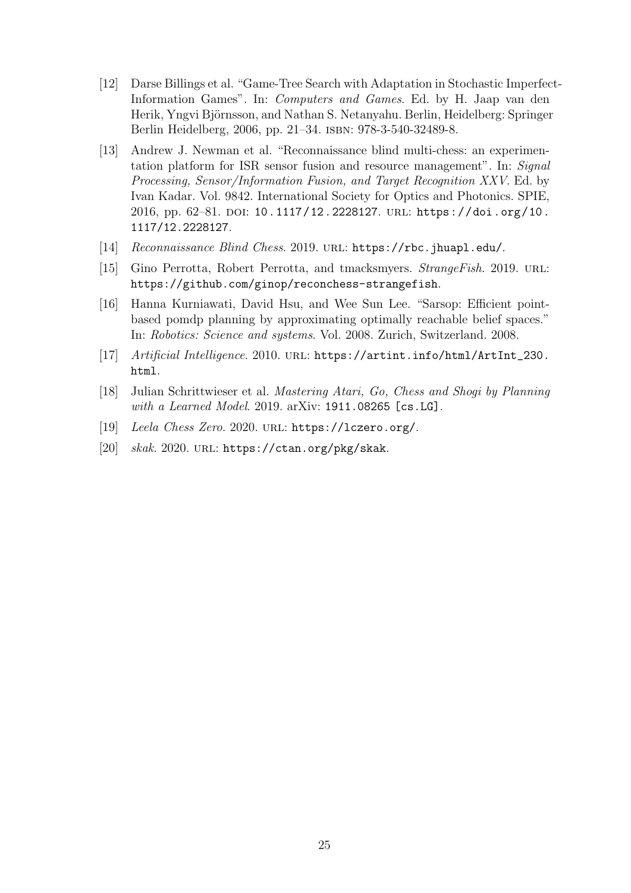[12] Darse Billings et al. "Game-Tree Search with Adaptation in Stochastic Imperfect-Information Games". In: *Computers and Games*. Ed. by H. Jaap van den Herik, Yngvi Björnsson, and Nathan S. Netanyahu. Berlin, Heidelberg: Springer Berlin Heidelberg, 2006, pp. 21–34. ISBN: 978-3-540-32489-8.

[13] Andrew J. Newman et al. "Reconnaissance blind multi-chess: an experimentation platform for ISR sensor fusion and resource management". In: *Signal Processing, Sensor/Information Fusion, and Target Recognition XXV*. Ed. by Ivan Kadar. Vol. 9842. International Society for Optics and Photonics. SPIE, 2016, pp. 62–81. DOI: 10.1117/12.2228127. URL: https://doi.org/10.1117/12.2228127.

[14] *Reconnaissance Blind Chess*. 2019. URL: https://rbc.jhuapl.edu/.

[15] Gino Perrotta, Robert Perrotta, and tmacksmyers. *StrangeFish*. 2019. URL: https://github.com/ginop/reconchess-strangefish.

[16] Hanna Kurniawati, David Hsu, and Wee Sun Lee. "Sarsop: Efficient point-based pomdp planning by approximating optimally reachable belief spaces." In: *Robotics: Science and systems*. Vol. 2008. Zurich, Switzerland. 2008.

[17] *Artificial Intelligence*. 2010. URL: https://artint.info/html/ArtInt_230.html.

[18] Julian Schrittwieser et al. *Mastering Atari, Go, Chess and Shogi by Planning with a Learned Model*. 2019. arXiv: 1911.08265 [cs.LG].

[19] *Leela Chess Zero*. 2020. URL: https://lczero.org/.

[20] *skak*. 2020. URL: https://ctan.org/pkg/skak.